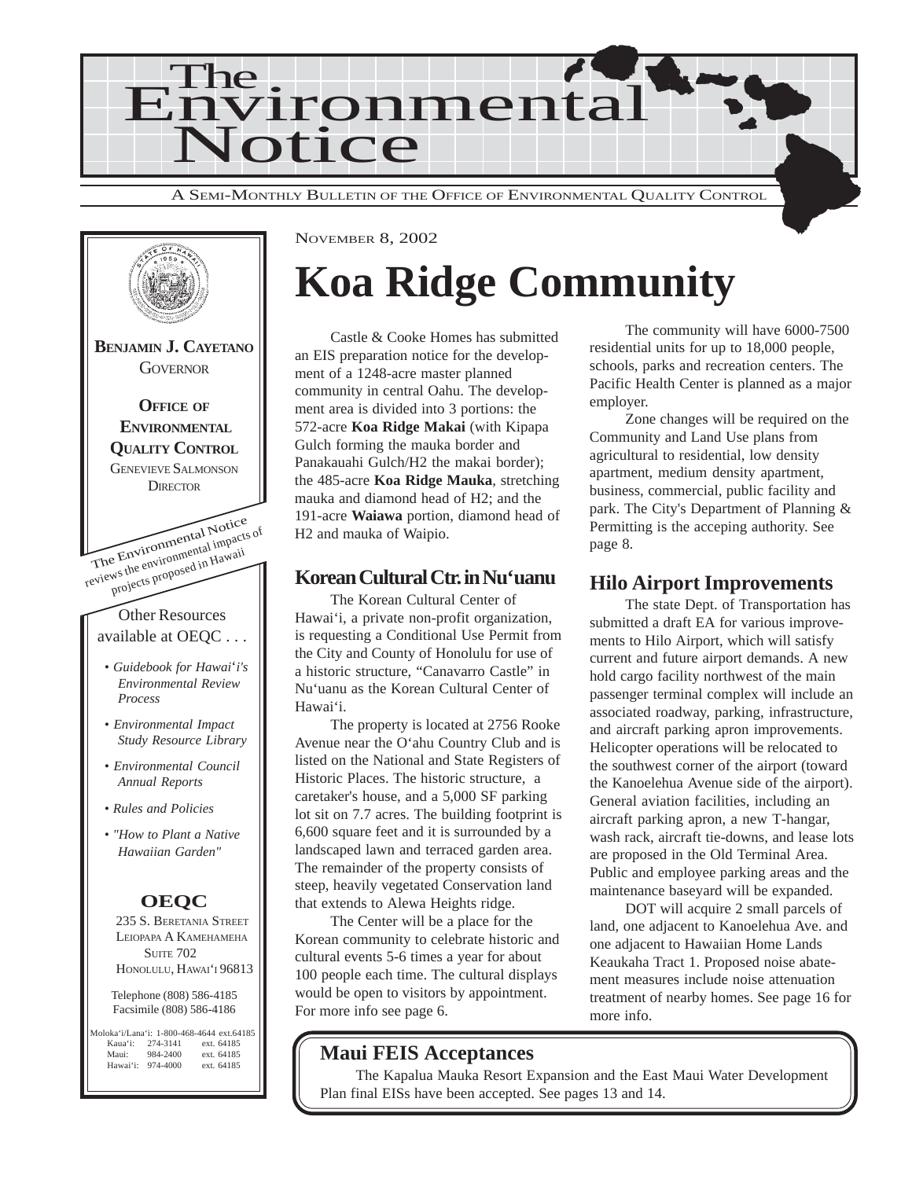# The Environmental Notice

A SEMI-MONTHLY BULLETIN OF THE OFFICE OF ENVIRONMENTAL QUALITY CONTROL

**BENJAMIN J. CAYETANO**
GOVERNOR

**OFFICE OF ENVIRONMENTAL QUALITY CONTROL**
GENEVIEVE SALMONSON
DIRECTOR

The Environmental Notice reviews the environmental impacts of projects proposed in Hawaii

Other Resources available at OEQC . . .

- *Guidebook for Hawai'i's Environmental Review Process*
- *Environmental Impact Study Resource Library*
- *Environmental Council Annual Reports*
- *Rules and Policies*
- *"How to Plant a Native Hawaiian Garden"*

**OEQC**
235 S. BERETANIA STREET
LEIOPAPA A KAMEHAMEHA
SUITE 702
HONOLULU, HAWAI'I 96813

Telephone (808) 586-4185
Facsimile (808) 586-4186

Moloka'i/Lana'i: 1-800-468-4644 ext.64185
Kaua'i: 274-3141 ext. 64185
Maui: 984-2400 ext. 64185
Hawai'i: 974-4000 ext. 64185

NOVEMBER 8, 2002

# Koa Ridge Community

Castle & Cooke Homes has submitted an EIS preparation notice for the development of a 1248-acre master planned community in central Oahu. The development area is divided into 3 portions: the 572-acre **Koa Ridge Makai** (with Kipapa Gulch forming the mauka border and Panakauahi Gulch/H2 the makai border); the 485-acre **Koa Ridge Mauka**, stretching mauka and diamond head of H2; and the 191-acre **Waiawa** portion, diamond head of H2 and mauka of Waipio.

The community will have 6000-7500 residential units for up to 18,000 people, schools, parks and recreation centers. The Pacific Health Center is planned as a major employer.

Zone changes will be required on the Community and Land Use plans from agricultural to residential, low density apartment, medium density apartment, business, commercial, public facility and park. The City's Department of Planning & Permitting is the acceping authority. See page 8.

## Korean Cultural Ctr. in Nu'uanu

The Korean Cultural Center of Hawai'i, a private non-profit organization, is requesting a Conditional Use Permit from the City and County of Honolulu for use of a historic structure, "Canavarro Castle" in Nu'uanu as the Korean Cultural Center of Hawai'i.

The property is located at 2756 Rooke Avenue near the O'ahu Country Club and is listed on the National and State Registers of Historic Places. The historic structure, a caretaker's house, and a 5,000 SF parking lot sit on 7.7 acres. The building footprint is 6,600 square feet and it is surrounded by a landscaped lawn and terraced garden area. The remainder of the property consists of steep, heavily vegetated Conservation land that extends to Alewa Heights ridge.

The Center will be a place for the Korean community to celebrate historic and cultural events 5-6 times a year for about 100 people each time. The cultural displays would be open to visitors by appointment. For more info see page 6.

## Hilo Airport Improvements

The state Dept. of Transportation has submitted a draft EA for various improvements to Hilo Airport, which will satisfy current and future airport demands. A new hold cargo facility northwest of the main passenger terminal complex will include an associated roadway, parking, infrastructure, and aircraft parking apron improvements. Helicopter operations will be relocated to the southwest corner of the airport (toward the Kanoelehua Avenue side of the airport). General aviation facilities, including an aircraft parking apron, a new T-hangar, wash rack, aircraft tie-downs, and lease lots are proposed in the Old Terminal Area. Public and employee parking areas and the maintenance baseyard will be expanded.

DOT will acquire 2 small parcels of land, one adjacent to Kanoelehua Ave. and one adjacent to Hawaiian Home Lands Keaukaha Tract 1. Proposed noise abatement measures include noise attenuation treatment of nearby homes. See page 16 for more info.

## Maui FEIS Acceptances

The Kapalua Mauka Resort Expansion and the East Maui Water Development Plan final EISs have been accepted. See pages 13 and 14.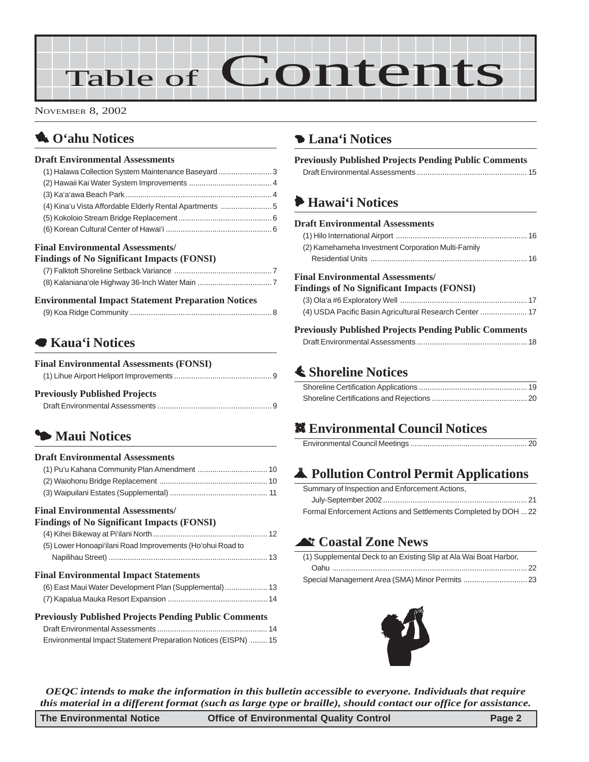# Table of Contents

NOVEMBER 8, 2002

## O'ahu Notices

### Draft Environmental Assessments

(1) Halawa Collection System Maintenance Baseyard ......................... 3
(2) Hawaii Kai Water System Improvements ....................................... 4
(3) Ka'a'awa Beach Park ..................................................................... 4
(4) Kina'u Vista Affordable Elderly Rental Apartments ........................ 5
(5) Kokoloio Stream Bridge Replacement ............................................ 6
(6) Korean Cultural Center of Hawai'i .................................................. 6

### Final Environmental Assessments/ Findings of No Significant Impacts (FONSI)

(7) Falktoft Shoreline Setback Variance .............................................. 7
(8) Kalaniana'ole Highway 36-Inch Water Main ................................... 7

### Environmental Impact Statement Preparation Notices

(9) Koa Ridge Community ................................................................... 8

## Kaua'i Notices

### Final Environmental Assessments (FONSI)

(1) Lihue Airport Heliport Improvements .............................................. 9

### Previously Published Projects

Draft Environmental Assessments ...................................................... 9

## Maui Notices

### Draft Environmental Assessments

(1) Pu'u Kahana Community Plan Amendment ................................. 10
(2) Waiohonu Bridge Replacement ................................................... 10
(3) Waipuilani Estates (Supplemental) .............................................. 11

### Final Environmental Assessments/ Findings of No Significant Impacts (FONSI)

(4) Kihei Bikeway at Pi'ilani North ...................................................... 12
(5) Lower Honoapi'ilani Road Improvements (Ho'ohui Road to Napilihau Street) ........................................................................... 13

### Final Environmental Impact Statements

(6) East Maui Water Development Plan (Supplemental) .................... 13
(7) Kapalua Mauka Resort Expansion ............................................... 14

### Previously Published Projects Pending Public Comments

Draft Environmental Assessments .................................................... 14
Environmental Impact Statement Preparation Notices (EISPN) ........ 15

## Lana'i Notices

### Previously Published Projects Pending Public Comments

Draft Environmental Assessments .................................................... 15

## Hawai'i Notices

### Draft Environmental Assessments

(1) Hilo International Airport .............................................................. 16
(2) Kamehameha Investment Corporation Multi-Family Residential Units ............................................................................ 16

### Final Environmental Assessments/ Findings of No Significant Impacts (FONSI)

(3) Ola'a #6 Exploratory Well ............................................................ 17
(4) USDA Pacific Basin Agricultural Research Center ...................... 17

### Previously Published Projects Pending Public Comments

Draft Environmental Assessments .................................................... 18

## Shoreline Notices

Shoreline Certification Applications ................................................... 19
Shoreline Certifications and Rejections ............................................. 20

## Environmental Council Notices

Environmental Council Meetings ....................................................... 20

## Pollution Control Permit Applications

Summary of Inspection and Enforcement Actions, July-September 2002 .................................................................... 21
Formal Enforcement Actions and Settlements Completed by DOH ... 22

## Coastal Zone News

(1) Supplemental Deck to an Existing Slip at Ala Wai Boat Harbor, Oahu ............................................................................................ 22
Special Management Area (SMA) Minor Permits .............................. 23

***OEQC intends to make the information in this bulletin accessible to everyone. Individuals that require this material in a different format (such as large type or braille), should contact our office for assistance.***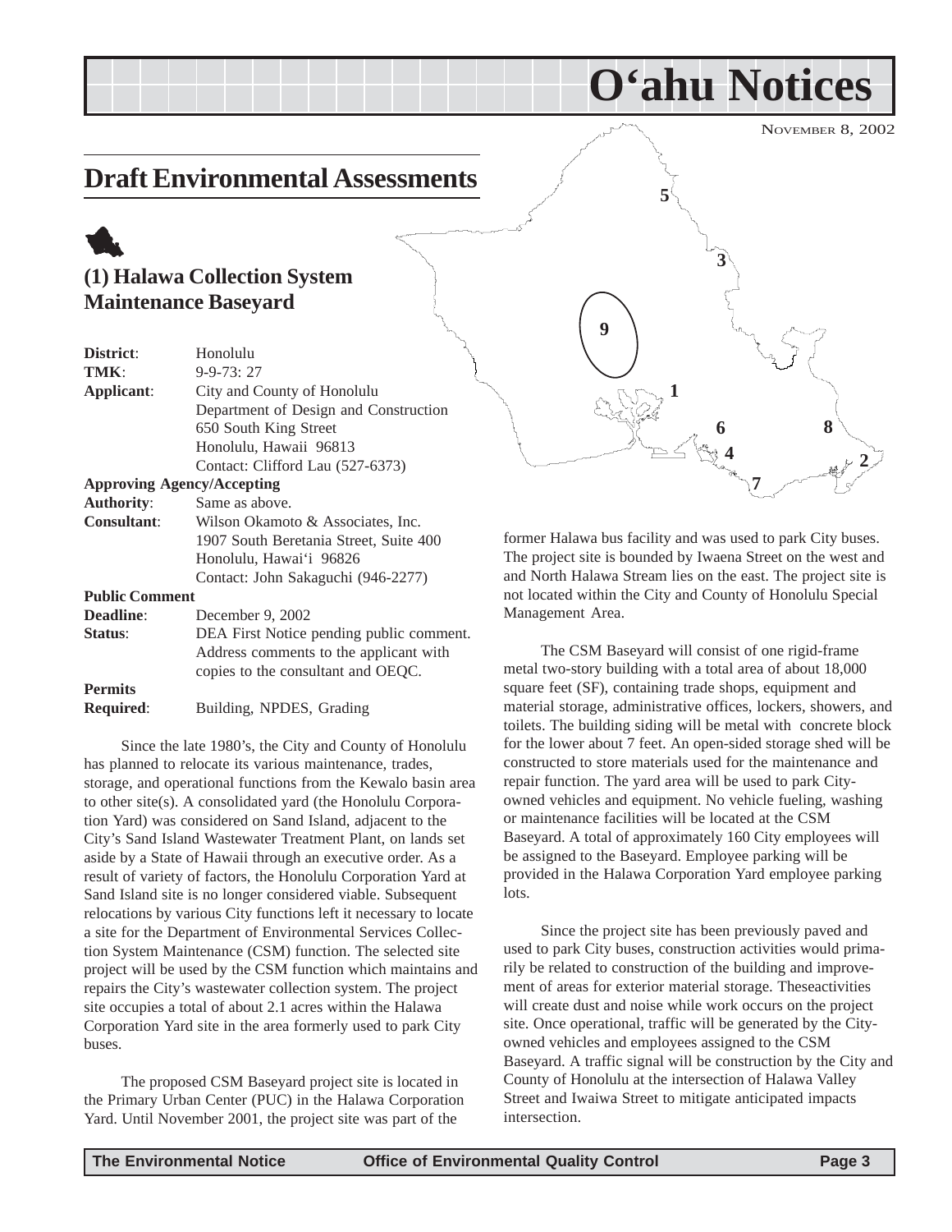# O'ahu Notices

NOVEMBER 8, 2002

## Draft Environmental Assessments

### (1) Halawa Collection System Maintenance Baseyard

**District**: Honolulu
**TMK**: 9-9-73: 27
**Applicant**: City and County of Honolulu
Department of Design and Construction
650 South King Street
Honolulu, Hawaii 96813
Contact: Clifford Lau (527-6373)

**Approving Agency/Accepting Authority**: Same as above.

**Consultant**: Wilson Okamoto & Associates, Inc.
1907 South Beretania Street, Suite 400
Honolulu, Hawai'i 96826
Contact: John Sakaguchi (946-2277)

**Public Comment Deadline**: December 9, 2002

**Status**: DEA First Notice pending public comment. Address comments to the applicant with copies to the consultant and OEQC.

**Permits Required**: Building, NPDES, Grading

Since the late 1980's, the City and County of Honolulu has planned to relocate its various maintenance, trades, storage, and operational functions from the Kewalo basin area to other site(s). A consolidated yard (the Honolulu Corporation Yard) was considered on Sand Island, adjacent to the City's Sand Island Wastewater Treatment Plant, on lands set aside by a State of Hawaii through an executive order. As a result of variety of factors, the Honolulu Corporation Yard at Sand Island site is no longer considered viable. Subsequent relocations by various City functions left it necessary to locate a site for the Department of Environmental Services Collection System Maintenance (CSM) function. The selected site project will be used by the CSM function which maintains and repairs the City's wastewater collection system. The project site occupies a total of about 2.1 acres within the Halawa Corporation Yard site in the area formerly used to park City buses.

The proposed CSM Baseyard project site is located in the Primary Urban Center (PUC) in the Halawa Corporation Yard. Until November 2001, the project site was part of the former Halawa bus facility and was used to park City buses. The project site is bounded by Iwaena Street on the west and and North Halawa Stream lies on the east. The project site is not located within the City and County of Honolulu Special Management Area.

The CSM Baseyard will consist of one rigid-frame metal two-story building with a total area of about 18,000 square feet (SF), containing trade shops, equipment and material storage, administrative offices, lockers, showers, and toilets. The building siding will be metal with concrete block for the lower about 7 feet. An open-sided storage shed will be constructed to store materials used for the maintenance and repair function. The yard area will be used to park City-owned vehicles and equipment. No vehicle fueling, washing or maintenance facilities will be located at the CSM Baseyard. A total of approximately 160 City employees will be assigned to the Baseyard. Employee parking will be provided in the Halawa Corporation Yard employee parking lots.

Since the project site has been previously paved and used to park City buses, construction activities would primarily be related to construction of the building and improvement of areas for exterior material storage. Theseactivities will create dust and noise while work occurs on the project site. Once operational, traffic will be generated by the City-owned vehicles and employees assigned to the CSM Baseyard. A traffic signal will be construction by the City and County of Honolulu at the intersection of Halawa Valley Street and Iwaiwa Street to mitigate anticipated impacts intersection.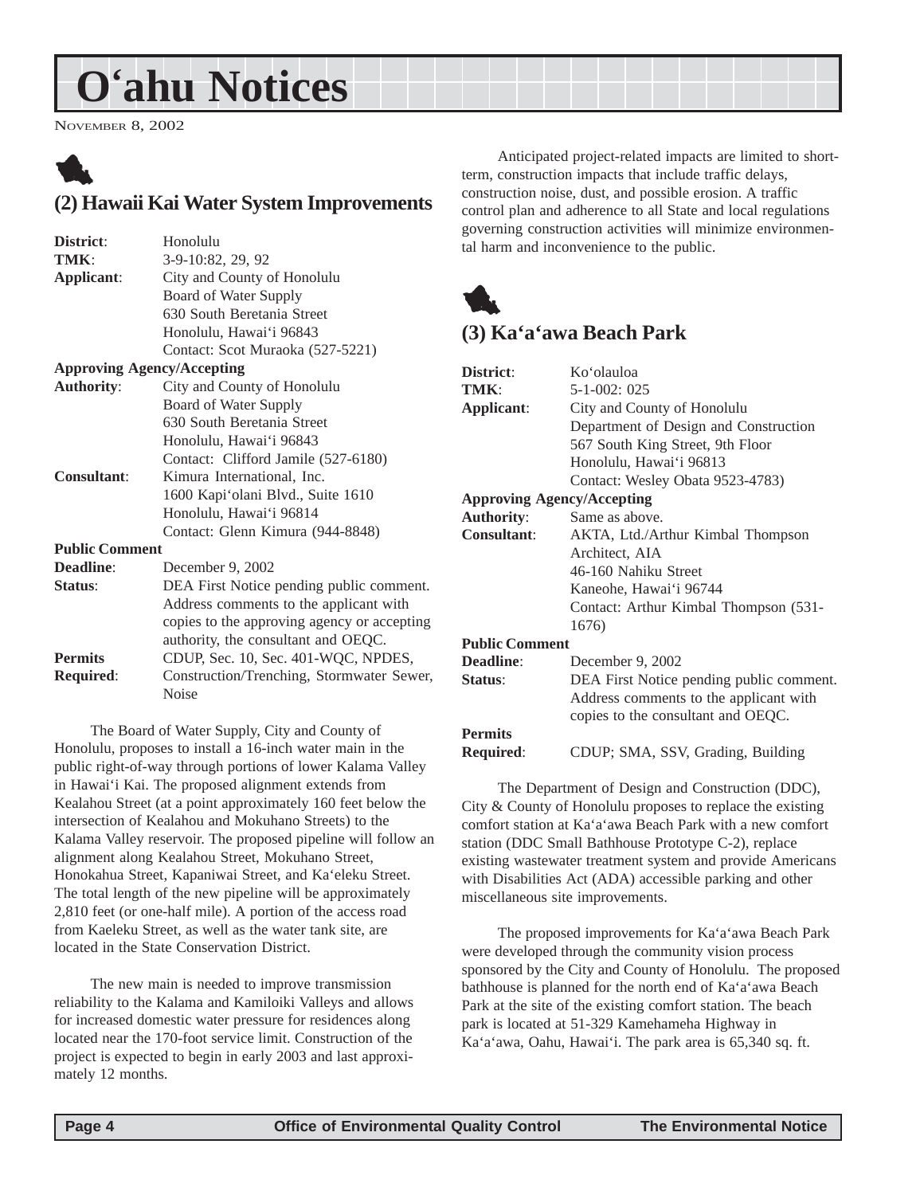# O'ahu Notices

NOVEMBER 8, 2002

## (2) Hawaii Kai Water System Improvements

| | |
|---|---|
| **District**: | Honolulu |
| **TMK**: | 3-9-10:82, 29, 92 |
| **Applicant**: | City and County of Honolulu<br>Board of Water Supply<br>630 South Beretania Street<br>Honolulu, Hawai'i 96843<br>Contact: Scot Muraoka (527-5221) |
| **Approving Agency/Accepting Authority**: | City and County of Honolulu<br>Board of Water Supply<br>630 South Beretania Street<br>Honolulu, Hawai'i 96843<br>Contact: Clifford Jamile (527-6180) |
| **Consultant**: | Kimura International, Inc.<br>1600 Kapi'olani Blvd., Suite 1610<br>Honolulu, Hawai'i 96814<br>Contact: Glenn Kimura (944-8848) |
| **Public Comment Deadline**: | December 9, 2002 |
| **Status**: | DEA First Notice pending public comment. Address comments to the applicant with copies to the approving agency or accepting authority, the consultant and OEQC. |
| **Permits Required**: | CDUP, Sec. 10, Sec. 401-WQC, NPDES, Construction/Trenching, Stormwater Sewer, Noise |

The Board of Water Supply, City and County of Honolulu, proposes to install a 16-inch water main in the public right-of-way through portions of lower Kalama Valley in Hawai'i Kai. The proposed alignment extends from Kealahou Street (at a point approximately 160 feet below the intersection of Kealahou and Mokuhano Streets) to the Kalama Valley reservoir. The proposed pipeline will follow an alignment along Kealahou Street, Mokuhano Street, Honokahua Street, Kapaniwai Street, and Ka'eleku Street. The total length of the new pipeline will be approximately 2,810 feet (or one-half mile). A portion of the access road from Kaeleku Street, as well as the water tank site, are located in the State Conservation District.

The new main is needed to improve transmission reliability to the Kalama and Kamiloiki Valleys and allows for increased domestic water pressure for residences along located near the 170-foot service limit. Construction of the project is expected to begin in early 2003 and last approximately 12 months.

Anticipated project-related impacts are limited to short-term, construction impacts that include traffic delays, construction noise, dust, and possible erosion. A traffic control plan and adherence to all State and local regulations governing construction activities will minimize environmental harm and inconvenience to the public.

## (3) Ka'a'awa Beach Park

| | |
|---|---|
| **District**: | Ko'olauloa |
| **TMK**: | 5-1-002: 025 |
| **Applicant**: | City and County of Honolulu<br>Department of Design and Construction<br>567 South King Street, 9th Floor<br>Honolulu, Hawai'i 96813<br>Contact: Wesley Obata 9523-4783) |
| **Approving Agency/Accepting Authority**: | Same as above. |
| **Consultant**: | AKTA, Ltd./Arthur Kimbal Thompson Architect, AIA<br>46-160 Nahiku Street<br>Kaneohe, Hawai'i 96744<br>Contact: Arthur Kimbal Thompson (531-1676) |
| **Public Comment Deadline**: | December 9, 2002 |
| **Status**: | DEA First Notice pending public comment. Address comments to the applicant with copies to the consultant and OEQC. |
| **Permits Required**: | CDUP; SMA, SSV, Grading, Building |

The Department of Design and Construction (DDC), City & County of Honolulu proposes to replace the existing comfort station at Ka'a'awa Beach Park with a new comfort station (DDC Small Bathhouse Prototype C-2), replace existing wastewater treatment system and provide Americans with Disabilities Act (ADA) accessible parking and other miscellaneous site improvements.

The proposed improvements for Ka'a'awa Beach Park were developed through the community vision process sponsored by the City and County of Honolulu. The proposed bathhouse is planned for the north end of Ka'a'awa Beach Park at the site of the existing comfort station. The beach park is located at 51-329 Kamehameha Highway in Ka'a'awa, Oahu, Hawai'i. The park area is 65,340 sq. ft.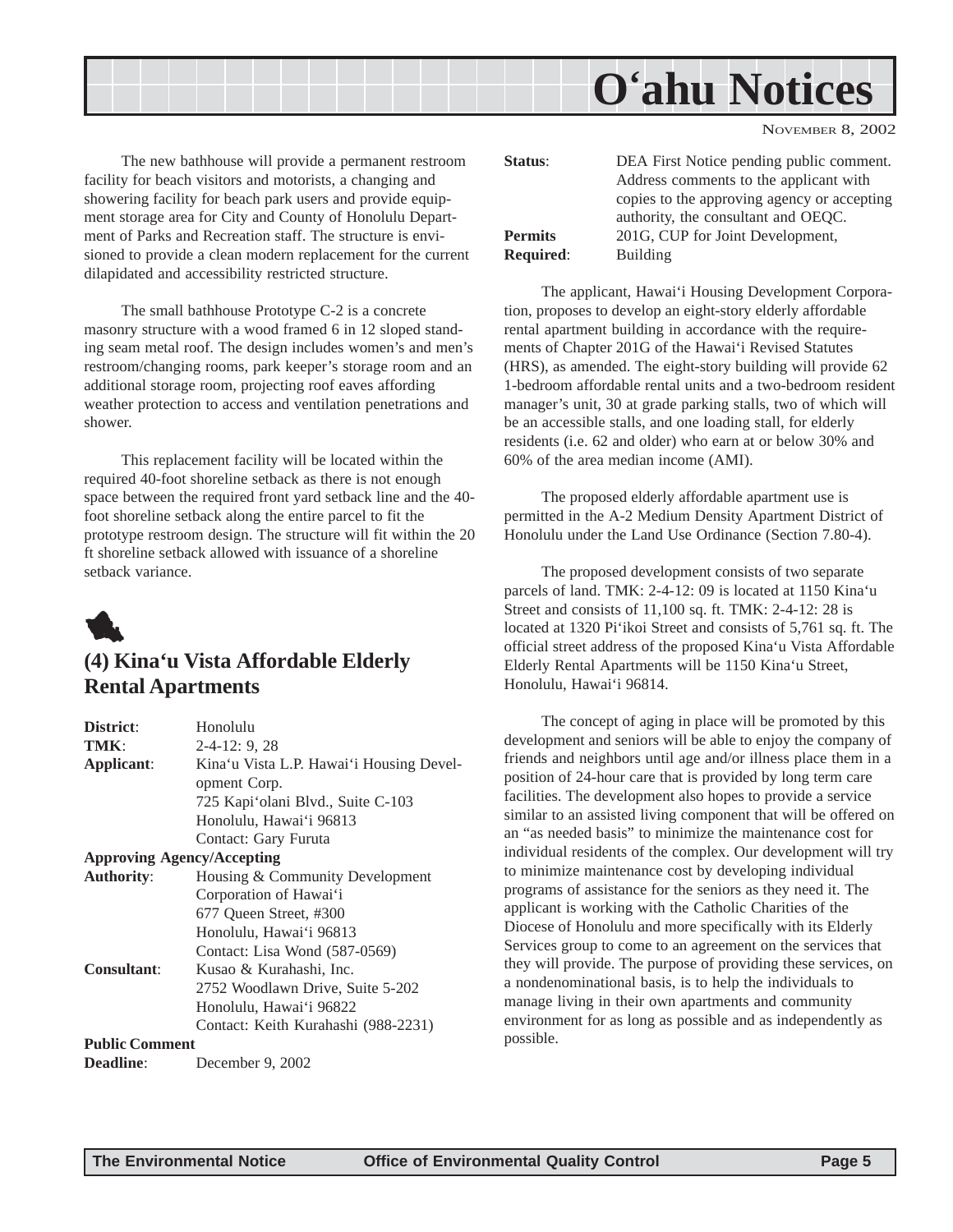The new bathhouse will provide a permanent restroom facility for beach visitors and motorists, a changing and showering facility for beach park users and provide equipment storage area for City and County of Honolulu Department of Parks and Recreation staff. The structure is envisioned to provide a clean modern replacement for the current dilapidated and accessibility restricted structure.

The small bathhouse Prototype C-2 is a concrete masonry structure with a wood framed 6 in 12 sloped standing seam metal roof. The design includes women's and men's restroom/changing rooms, park keeper's storage room and an additional storage room, projecting roof eaves affording weather protection to access and ventilation penetrations and shower.

This replacement facility will be located within the required 40-foot shoreline setback as there is not enough space between the required front yard setback line and the 40-foot shoreline setback along the entire parcel to fit the prototype restroom design. The structure will fit within the 20 ft shoreline setback allowed with issuance of a shoreline setback variance.

## (4) Kina'u Vista Affordable Elderly Rental Apartments

**District**: Honolulu
**TMK**: 2-4-12: 9, 28
**Applicant**: Kina'u Vista L.P. Hawai'i Housing Development Corp.
725 Kapi'olani Blvd., Suite C-103
Honolulu, Hawai'i 96813
Contact: Gary Furuta

**Approving Agency/Accepting Authority**: Housing & Community Development Corporation of Hawai'i
677 Queen Street, #300
Honolulu, Hawai'i 96813
Contact: Lisa Wond (587-0569)

**Consultant**: Kusao & Kurahashi, Inc.
2752 Woodlawn Drive, Suite 5-202
Honolulu, Hawai'i 96822
Contact: Keith Kurahashi (988-2231)

**Public Comment Deadline**: December 9, 2002

**Status**: DEA First Notice pending public comment. Address comments to the applicant with copies to the approving agency or accepting authority, the consultant and OEQC.

**Permits Required**: 201G, CUP for Joint Development, Building

The applicant, Hawai'i Housing Development Corporation, proposes to develop an eight-story elderly affordable rental apartment building in accordance with the requirements of Chapter 201G of the Hawai'i Revised Statutes (HRS), as amended. The eight-story building will provide 62 1-bedroom affordable rental units and a two-bedroom resident manager's unit, 30 at grade parking stalls, two of which will be an accessible stalls, and one loading stall, for elderly residents (i.e. 62 and older) who earn at or below 30% and 60% of the area median income (AMI).

The proposed elderly affordable apartment use is permitted in the A-2 Medium Density Apartment District of Honolulu under the Land Use Ordinance (Section 7.80-4).

The proposed development consists of two separate parcels of land. TMK: 2-4-12: 09 is located at 1150 Kina'u Street and consists of 11,100 sq. ft. TMK: 2-4-12: 28 is located at 1320 Pi'ikoi Street and consists of 5,761 sq. ft. The official street address of the proposed Kina'u Vista Affordable Elderly Rental Apartments will be 1150 Kina'u Street, Honolulu, Hawai'i 96814.

The concept of aging in place will be promoted by this development and seniors will be able to enjoy the company of friends and neighbors until age and/or illness place them in a position of 24-hour care that is provided by long term care facilities. The development also hopes to provide a service similar to an assisted living component that will be offered on an "as needed basis" to minimize the maintenance cost for individual residents of the complex. Our development will try to minimize maintenance cost by developing individual programs of assistance for the seniors as they need it. The applicant is working with the Catholic Charities of the Diocese of Honolulu and more specifically with its Elderly Services group to come to an agreement on the services that they will provide. The purpose of providing these services, on a nondenominational basis, is to help the individuals to manage living in their own apartments and community environment for as long as possible and as independently as possible.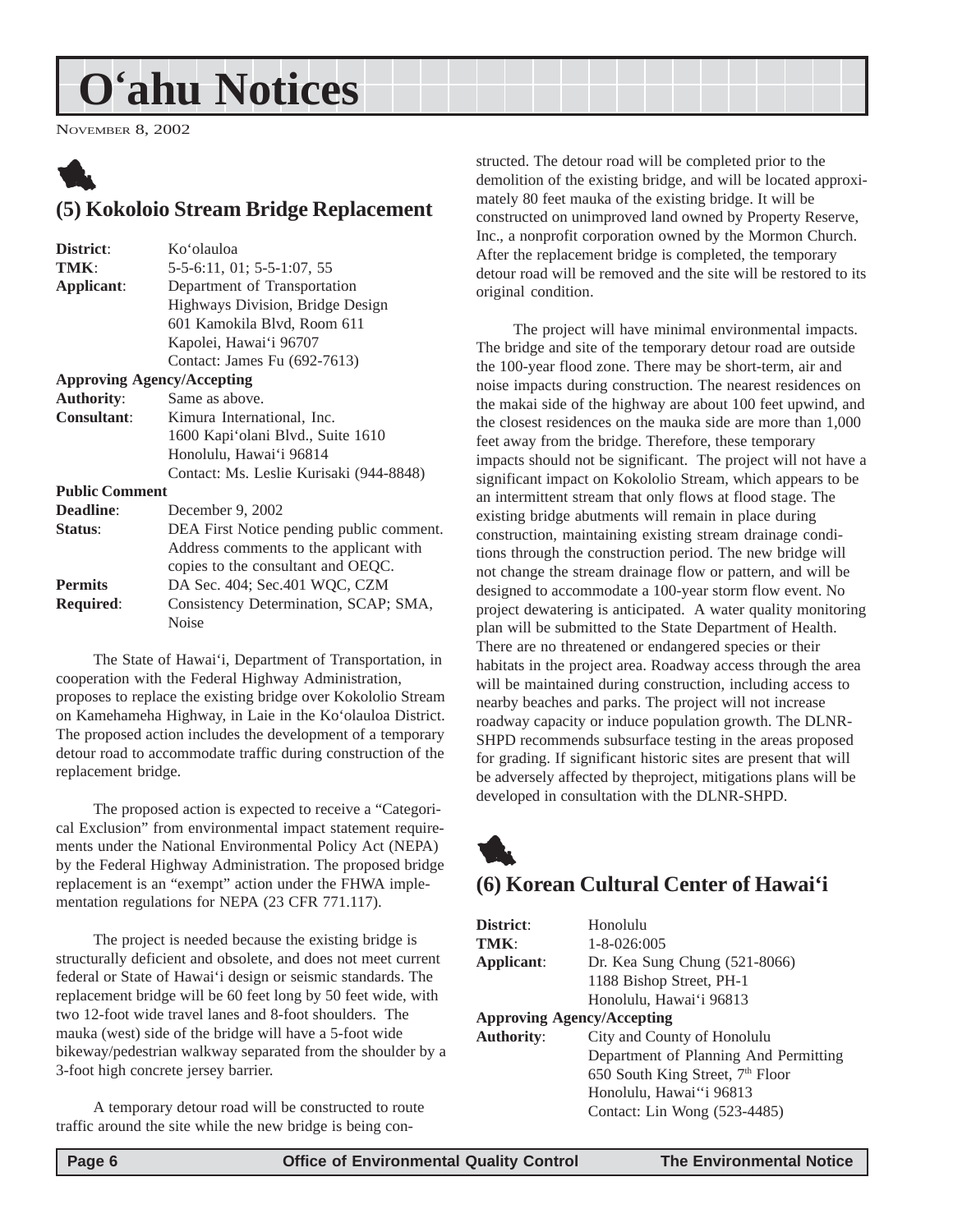# O'ahu Notices

NOVEMBER 8, 2002

## (5) Kokoloio Stream Bridge Replacement

**District**: Ko'olauloa
**TMK**: 5-5-6:11, 01; 5-5-1:07, 55
**Applicant**: Department of Transportation
Highways Division, Bridge Design
601 Kamokila Blvd, Room 611
Kapolei, Hawai'i 96707
Contact: James Fu (692-7613)
**Approving Agency/Accepting Authority**: Same as above.
**Consultant**: Kimura International, Inc.
1600 Kapi'olani Blvd., Suite 1610
Honolulu, Hawai'i 96814
Contact: Ms. Leslie Kurisaki (944-8848)
**Public Comment Deadline**: December 9, 2002
**Status**: DEA First Notice pending public comment. Address comments to the applicant with copies to the consultant and OEQC.
**Permits Required**: DA Sec. 404; Sec.401 WQC, CZM Consistency Determination, SCAP; SMA, Noise

The State of Hawai'i, Department of Transportation, in cooperation with the Federal Highway Administration, proposes to replace the existing bridge over Kokololio Stream on Kamehameha Highway, in Laie in the Ko'olauloa District. The proposed action includes the development of a temporary detour road to accommodate traffic during construction of the replacement bridge.

The proposed action is expected to receive a "Categorical Exclusion" from environmental impact statement requirements under the National Environmental Policy Act (NEPA) by the Federal Highway Administration. The proposed bridge replacement is an "exempt" action under the FHWA implementation regulations for NEPA (23 CFR 771.117).

The project is needed because the existing bridge is structurally deficient and obsolete, and does not meet current federal or State of Hawai'i design or seismic standards. The replacement bridge will be 60 feet long by 50 feet wide, with two 12-foot wide travel lanes and 8-foot shoulders. The mauka (west) side of the bridge will have a 5-foot wide bikeway/pedestrian walkway separated from the shoulder by a 3-foot high concrete jersey barrier.

A temporary detour road will be constructed to route traffic around the site while the new bridge is being constructed. The detour road will be completed prior to the demolition of the existing bridge, and will be located approximately 80 feet mauka of the existing bridge. It will be constructed on unimproved land owned by Property Reserve, Inc., a nonprofit corporation owned by the Mormon Church. After the replacement bridge is completed, the temporary detour road will be removed and the site will be restored to its original condition.

The project will have minimal environmental impacts. The bridge and site of the temporary detour road are outside the 100-year flood zone. There may be short-term, air and noise impacts during construction. The nearest residences on the makai side of the highway are about 100 feet upwind, and the closest residences on the mauka side are more than 1,000 feet away from the bridge. Therefore, these temporary impacts should not be significant. The project will not have a significant impact on Kokololio Stream, which appears to be an intermittent stream that only flows at flood stage. The existing bridge abutments will remain in place during construction, maintaining existing stream drainage conditions through the construction period. The new bridge will not change the stream drainage flow or pattern, and will be designed to accommodate a 100-year storm flow event. No project dewatering is anticipated. A water quality monitoring plan will be submitted to the State Department of Health. There are no threatened or endangered species or their habitats in the project area. Roadway access through the area will be maintained during construction, including access to nearby beaches and parks. The project will not increase roadway capacity or induce population growth. The DLNR-SHPD recommends subsurface testing in the areas proposed for grading. If significant historic sites are present that will be adversely affected by theproject, mitigations plans will be developed in consultation with the DLNR-SHPD.

## (6) Korean Cultural Center of Hawai'i

**District**: Honolulu
**TMK**: 1-8-026:005
**Applicant**: Dr. Kea Sung Chung (521-8066)
1188 Bishop Street, PH-1
Honolulu, Hawai'i 96813
**Approving Agency/Accepting Authority**: City and County of Honolulu
Department of Planning And Permitting
650 South King Street, 7th Floor
Honolulu, Hawai''i 96813
Contact: Lin Wong (523-4485)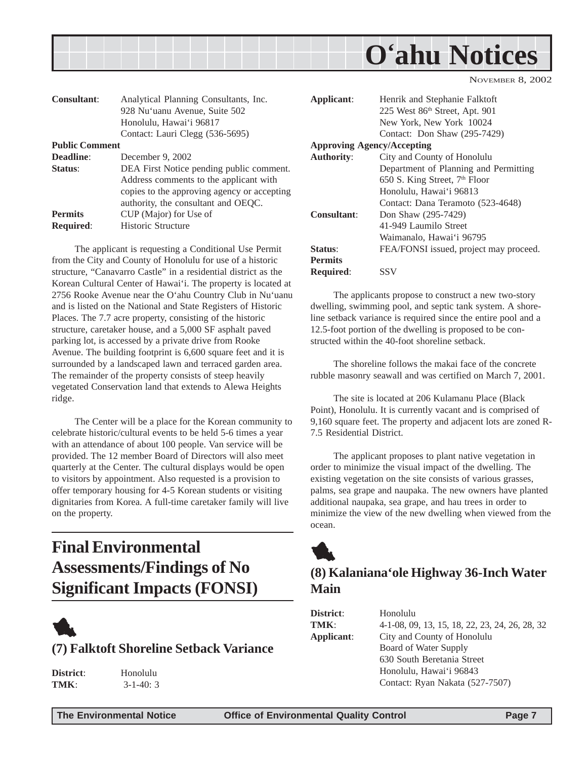| | |
|---|---|
| **Consultant**: | Analytical Planning Consultants, Inc. 928 Nu'uanu Avenue, Suite 502 Honolulu, Hawai'i 96817 Contact: Lauri Clegg (536-5695) |
| **Public Comment Deadline**: | December 9, 2002 |
| **Status**: | DEA First Notice pending public comment. Address comments to the applicant with copies to the approving agency or accepting authority, the consultant and OEQC. |
| **Permits Required**: | CUP (Major) for Use of Historic Structure |

The applicant is requesting a Conditional Use Permit from the City and County of Honolulu for use of a historic structure, "Canavarro Castle" in a residential district as the Korean Cultural Center of Hawai'i. The property is located at 2756 Rooke Avenue near the O'ahu Country Club in Nu'uanu and is listed on the National and State Registers of Historic Places. The 7.7 acre property, consisting of the historic structure, caretaker house, and a 5,000 SF asphalt paved parking lot, is accessed by a private drive from Rooke Avenue. The building footprint is 6,600 square feet and it is surrounded by a landscaped lawn and terraced garden area. The remainder of the property consists of steep heavily vegetated Conservation land that extends to Alewa Heights ridge.

The Center will be a place for the Korean community to celebrate historic/cultural events to be held 5-6 times a year with an attendance of about 100 people. Van service will be provided. The 12 member Board of Directors will also meet quarterly at the Center. The cultural displays would be open to visitors by appointment. Also requested is a provision to offer temporary housing for 4-5 Korean students or visiting dignitaries from Korea. A full-time caretaker family will live on the property.

# Final Environmental Assessments/Findings of No Significant Impacts (FONSI)

## (7) Falktoft Shoreline Setback Variance

| | |
|---|---|
| **District**: | Honolulu |
| **TMK**: | 3-1-40: 3 |
| **Applicant**: | Henrik and Stephanie Falktoft 225 West 86th Street, Apt. 901 New York, New York 10024 Contact: Don Shaw (295-7429) |
| **Approving Agency/Accepting Authority**: | City and County of Honolulu Department of Planning and Permitting 650 S. King Street, 7th Floor Honolulu, Hawai'i 96813 Contact: Dana Teramoto (523-4648) |
| **Consultant**: | Don Shaw (295-7429) 41-949 Laumilo Street Waimanalo, Hawai'i 96795 |
| **Status**: | FEA/FONSI issued, project may proceed. |
| **Permits Required**: | SSV |

The applicants propose to construct a new two-story dwelling, swimming pool, and septic tank system. A shoreline setback variance is required since the entire pool and a 12.5-foot portion of the dwelling is proposed to be constructed within the 40-foot shoreline setback.

The shoreline follows the makai face of the concrete rubble masonry seawall and was certified on March 7, 2001.

The site is located at 206 Kulamanu Place (Black Point), Honolulu. It is currently vacant and is comprised of 9,160 square feet. The property and adjacent lots are zoned R-7.5 Residential District.

The applicant proposes to plant native vegetation in order to minimize the visual impact of the dwelling. The existing vegetation on the site consists of various grasses, palms, sea grape and naupaka. The new owners have planted additional naupaka, sea grape, and hau trees in order to minimize the view of the new dwelling when viewed from the ocean.

## (8) Kalaniana'ole Highway 36-Inch Water Main

| | |
|---|---|
| **District**: | Honolulu |
| **TMK**: | 4-1-08, 09, 13, 15, 18, 22, 23, 24, 26, 28, 32 |
| **Applicant**: | City and County of Honolulu Board of Water Supply 630 South Beretania Street Honolulu, Hawai'i 96843 Contact: Ryan Nakata (527-7507) |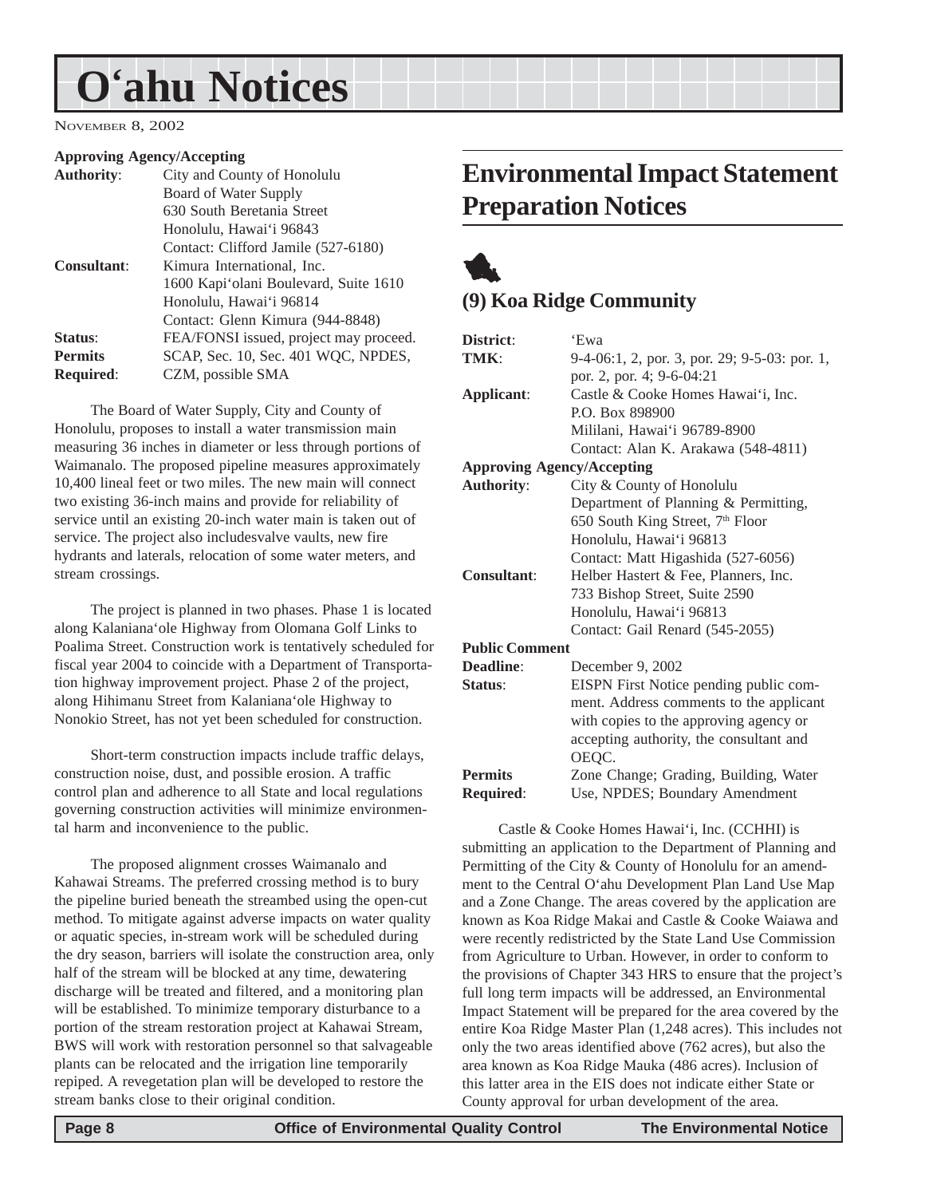**Approving Agency/Accepting**

| | |
|---|---|
| **Authority**: | City and County of Honolulu<br>Board of Water Supply<br>630 South Beretania Street<br>Honolulu, Hawai'i 96843<br>Contact: Clifford Jamile (527-6180) |
| **Consultant**: | Kimura International, Inc.<br>1600 Kapi'olani Boulevard, Suite 1610<br>Honolulu, Hawai'i 96814<br>Contact: Glenn Kimura (944-8848) |
| **Status**: | FEA/FONSI issued, project may proceed. |
| **Permits Required**: | SCAP, Sec. 10, Sec. 401 WQC, NPDES, CZM, possible SMA |

The Board of Water Supply, City and County of Honolulu, proposes to install a water transmission main measuring 36 inches in diameter or less through portions of Waimanalo. The proposed pipeline measures approximately 10,400 lineal feet or two miles. The new main will connect two existing 36-inch mains and provide for reliability of service until an existing 20-inch water main is taken out of service. The project also includesvalve vaults, new fire hydrants and laterals, relocation of some water meters, and stream crossings.

The project is planned in two phases. Phase 1 is located along Kalaniana'ole Highway from Olomana Golf Links to Poalima Street. Construction work is tentatively scheduled for fiscal year 2004 to coincide with a Department of Transportation highway improvement project. Phase 2 of the project, along Hihimanu Street from Kalaniana'ole Highway to Nonokio Street, has not yet been scheduled for construction.

Short-term construction impacts include traffic delays, construction noise, dust, and possible erosion. A traffic control plan and adherence to all State and local regulations governing construction activities will minimize environmental harm and inconvenience to the public.

The proposed alignment crosses Waimanalo and Kahawai Streams. The preferred crossing method is to bury the pipeline buried beneath the streambed using the open-cut method. To mitigate against adverse impacts on water quality or aquatic species, in-stream work will be scheduled during the dry season, barriers will isolate the construction area, only half of the stream will be blocked at any time, dewatering discharge will be treated and filtered, and a monitoring plan will be established. To minimize temporary disturbance to a portion of the stream restoration project at Kahawai Stream, BWS will work with restoration personnel so that salvageable plants can be relocated and the irrigation line temporarily repiped. A revegetation plan will be developed to restore the stream banks close to their original condition.

# Environmental Impact Statement Preparation Notices

## (9) Koa Ridge Community

| | |
|---|---|
| **District**: | 'Ewa |
| **TMK**: | 9-4-06:1, 2, por. 3, por. 29; 9-5-03: por. 1, por. 2, por. 4; 9-6-04:21 |
| **Applicant**: | Castle & Cooke Homes Hawai'i, Inc.<br>P.O. Box 898900<br>Mililani, Hawai'i 96789-8900<br>Contact: Alan K. Arakawa (548-4811) |

**Approving Agency/Accepting**

| | |
|---|---|
| **Authority**: | City & County of Honolulu<br>Department of Planning & Permitting,<br>650 South King Street, 7th Floor<br>Honolulu, Hawai'i 96813<br>Contact: Matt Higashida (527-6056) |
| **Consultant**: | Helber Hastert & Fee, Planners, Inc.<br>733 Bishop Street, Suite 2590<br>Honolulu, Hawai'i 96813<br>Contact: Gail Renard (545-2055) |
| **Public Comment Deadline**: | December 9, 2002 |
| **Status**: | EISPN First Notice pending public comment. Address comments to the applicant with copies to the approving agency or accepting authority, the consultant and OEQC. |
| **Permits Required**: | Zone Change; Grading, Building, Water Use, NPDES; Boundary Amendment |

Castle & Cooke Homes Hawai'i, Inc. (CCHHI) is submitting an application to the Department of Planning and Permitting of the City & County of Honolulu for an amendment to the Central O'ahu Development Plan Land Use Map and a Zone Change. The areas covered by the application are known as Koa Ridge Makai and Castle & Cooke Waiawa and were recently redistricted by the State Land Use Commission from Agriculture to Urban. However, in order to conform to the provisions of Chapter 343 HRS to ensure that the project's full long term impacts will be addressed, an Environmental Impact Statement will be prepared for the area covered by the entire Koa Ridge Master Plan (1,248 acres). This includes not only the two areas identified above (762 acres), but also the area known as Koa Ridge Mauka (486 acres). Inclusion of this latter area in the EIS does not indicate either State or County approval for urban development of the area.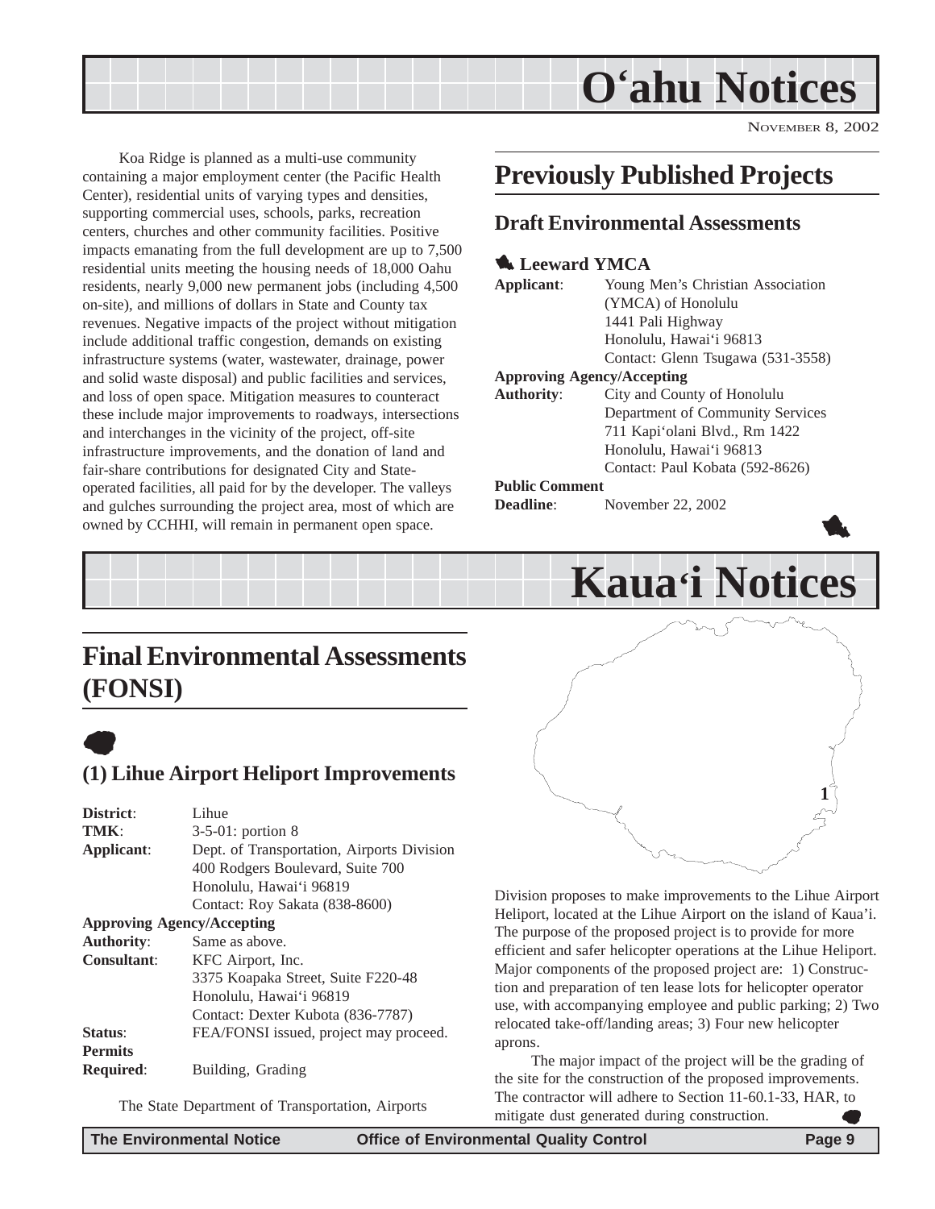# O'ahu Notices

NOVEMBER 8, 2002

Koa Ridge is planned as a multi-use community containing a major employment center (the Pacific Health Center), residential units of varying types and densities, supporting commercial uses, schools, parks, recreation centers, churches and other community facilities. Positive impacts emanating from the full development are up to 7,500 residential units meeting the housing needs of 18,000 Oahu residents, nearly 9,000 new permanent jobs (including 4,500 on-site), and millions of dollars in State and County tax revenues. Negative impacts of the project without mitigation include additional traffic congestion, demands on existing infrastructure systems (water, wastewater, drainage, power and solid waste disposal) and public facilities and services, and loss of open space. Mitigation measures to counteract these include major improvements to roadways, intersections and interchanges in the vicinity of the project, off-site infrastructure improvements, and the donation of land and fair-share contributions for designated City and State-operated facilities, all paid for by the developer. The valleys and gulches surrounding the project area, most of which are owned by CCHHI, will remain in permanent open space.

## Previously Published Projects

### Draft Environmental Assessments

#### Leeward YMCA

**Applicant**: Young Men's Christian Association (YMCA) of Honolulu
1441 Pali Highway
Honolulu, Hawai'i 96813
Contact: Glenn Tsugawa (531-3558)

**Approving Agency/Accepting Authority**: City and County of Honolulu
Department of Community Services
711 Kapi'olani Blvd., Rm 1422
Honolulu, Hawai'i 96813
Contact: Paul Kobata (592-8626)

**Public Comment Deadline**: November 22, 2002

# Kaua'i Notices

## Final Environmental Assessments (FONSI)

### (1) Lihue Airport Heliport Improvements

**District**: Lihue
**TMK**: 3-5-01: portion 8
**Applicant**: Dept. of Transportation, Airports Division
400 Rodgers Boulevard, Suite 700
Honolulu, Hawai'i 96819
Contact: Roy Sakata (838-8600)

**Approving Agency/Accepting Authority**: Same as above.

**Consultant**: KFC Airport, Inc.
3375 Koapaka Street, Suite F220-48
Honolulu, Hawai'i 96819
Contact: Dexter Kubota (836-7787)

**Status**: FEA/FONSI issued, project may proceed.

**Permits Required**: Building, Grading

The State Department of Transportation, Airports Division proposes to make improvements to the Lihue Airport Heliport, located at the Lihue Airport on the island of Kaua'i. The purpose of the proposed project is to provide for more efficient and safer helicopter operations at the Lihue Heliport. Major components of the proposed project are: 1) Construction and preparation of ten lease lots for helicopter operator use, with accompanying employee and public parking; 2) Two relocated take-off/landing areas; 3) Four new helicopter aprons.

The major impact of the project will be the grading of the site for the construction of the proposed improvements. The contractor will adhere to Section 11-60.1-33, HAR, to mitigate dust generated during construction.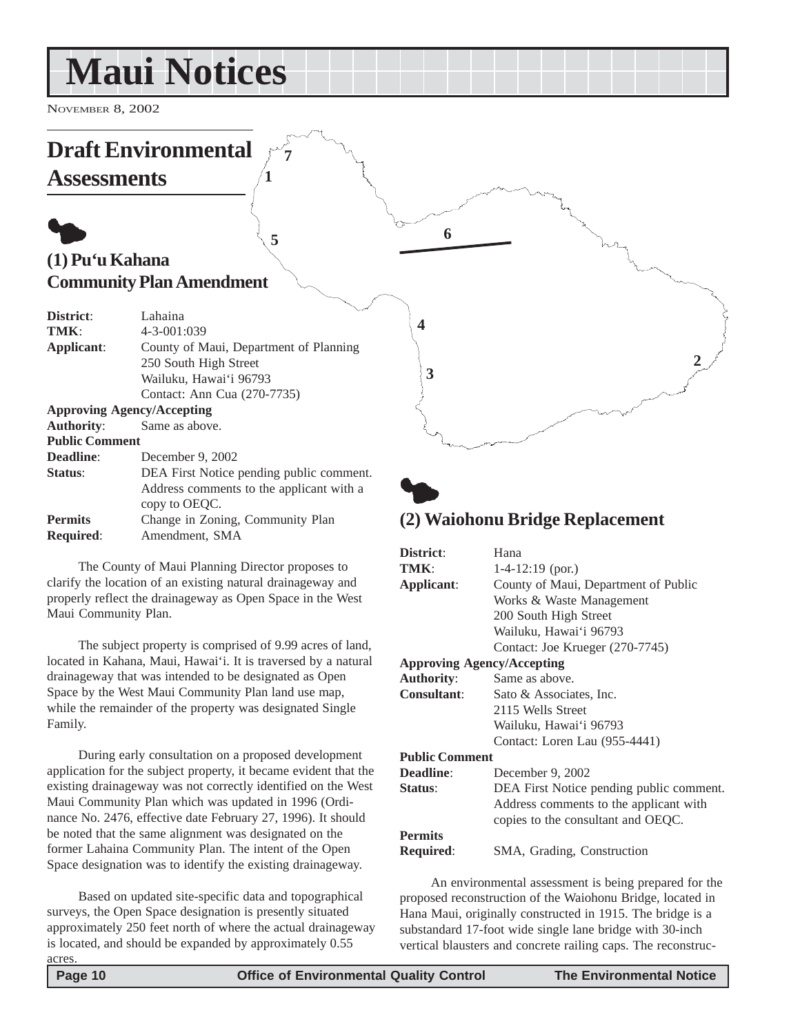# Maui Notices

November 8, 2002

## Draft Environmental Assessments

### (1) Pu'u Kahana Community Plan Amendment

**District**: Lahaina
**TMK**: 4-3-001:039
**Applicant**: County of Maui, Department of Planning
250 South High Street
Wailuku, Hawai'i 96793
Contact: Ann Cua (270-7735)
**Approving Agency/Accepting**
**Authority**: Same as above.
**Public Comment**
**Deadline**: December 9, 2002
**Status**: DEA First Notice pending public comment. Address comments to the applicant with a copy to OEQC.
**Permits Required**: Change in Zoning, Community Plan Amendment, SMA

The County of Maui Planning Director proposes to clarify the location of an existing natural drainageway and properly reflect the drainageway as Open Space in the West Maui Community Plan.

The subject property is comprised of 9.99 acres of land, located in Kahana, Maui, Hawai'i. It is traversed by a natural drainageway that was intended to be designated as Open Space by the West Maui Community Plan land use map, while the remainder of the property was designated Single Family.

During early consultation on a proposed development application for the subject property, it became evident that the existing drainageway was not correctly identified on the West Maui Community Plan which was updated in 1996 (Ordinance No. 2476, effective date February 27, 1996). It should be noted that the same alignment was designated on the former Lahaina Community Plan. The intent of the Open Space designation was to identify the existing drainageway.

Based on updated site-specific data and topographical surveys, the Open Space designation is presently situated approximately 250 feet north of where the actual drainageway is located, and should be expanded by approximately 0.55 acres.

### (2) Waiohonu Bridge Replacement

**District**: Hana
**TMK**: 1-4-12:19 (por.)
**Applicant**: County of Maui, Department of Public Works & Waste Management
200 South High Street
Wailuku, Hawai'i 96793
Contact: Joe Krueger (270-7745)
**Approving Agency/Accepting**
**Authority**: Same as above.
**Consultant**: Sato & Associates, Inc.
2115 Wells Street
Wailuku, Hawai'i 96793
Contact: Loren Lau (955-4441)
**Public Comment**
**Deadline**: December 9, 2002
**Status**: DEA First Notice pending public comment. Address comments to the applicant with copies to the consultant and OEQC.
**Permits Required**: SMA, Grading, Construction

An environmental assessment is being prepared for the proposed reconstruction of the Waiohonu Bridge, located in Hana Maui, originally constructed in 1915. The bridge is a substandard 17-foot wide single lane bridge with 30-inch vertical blausters and concrete railing caps. The reconstruc-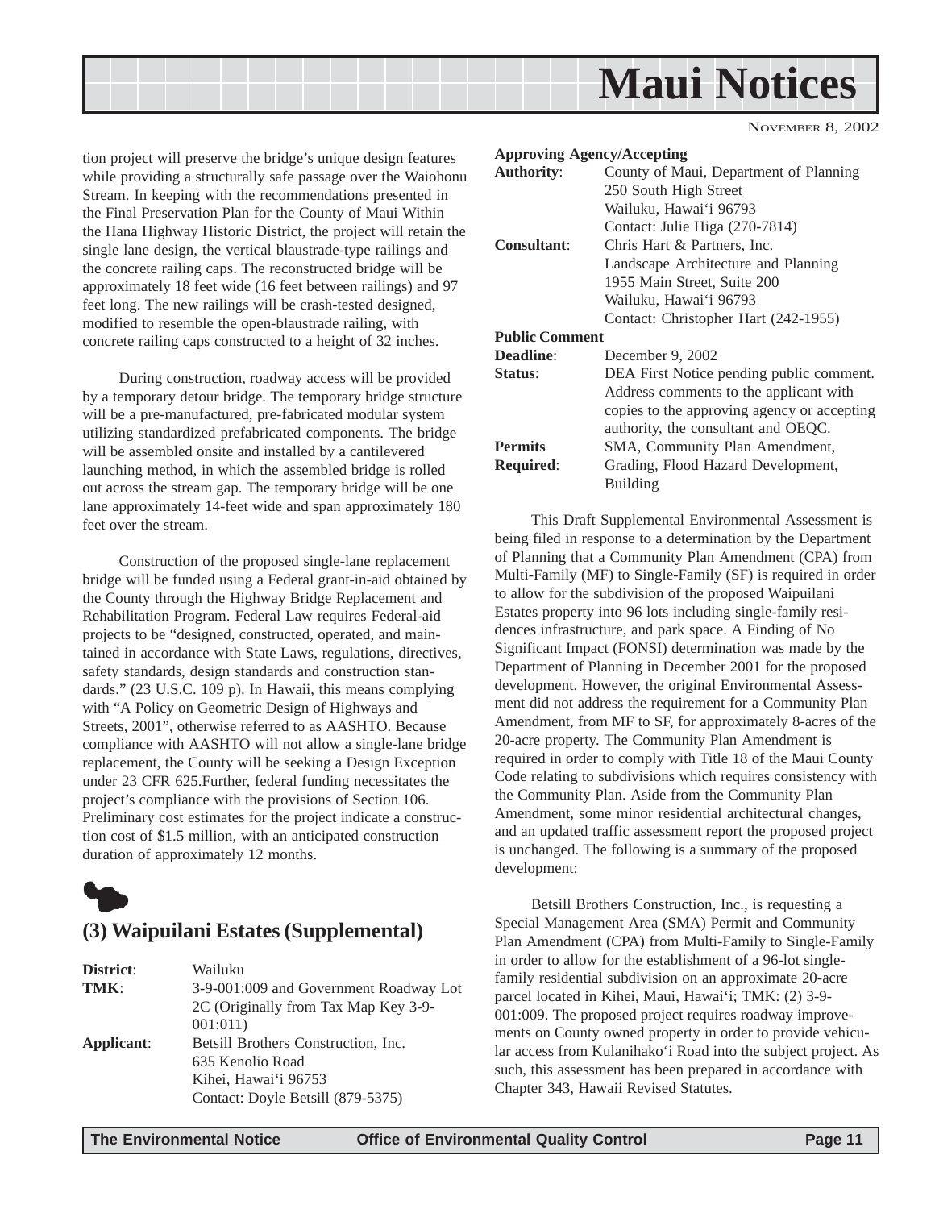tion project will preserve the bridge's unique design features while providing a structurally safe passage over the Waiohonu Stream. In keeping with the recommendations presented in the Final Preservation Plan for the County of Maui Within the Hana Highway Historic District, the project will retain the single lane design, the vertical blaustrade-type railings and the concrete railing caps. The reconstructed bridge will be approximately 18 feet wide (16 feet between railings) and 97 feet long. The new railings will be crash-tested designed, modified to resemble the open-blaustrade railing, with concrete railing caps constructed to a height of 32 inches.

During construction, roadway access will be provided by a temporary detour bridge. The temporary bridge structure will be a pre-manufactured, pre-fabricated modular system utilizing standardized prefabricated components. The bridge will be assembled onsite and installed by a cantilevered launching method, in which the assembled bridge is rolled out across the stream gap. The temporary bridge will be one lane approximately 14-feet wide and span approximately 180 feet over the stream.

Construction of the proposed single-lane replacement bridge will be funded using a Federal grant-in-aid obtained by the County through the Highway Bridge Replacement and Rehabilitation Program. Federal Law requires Federal-aid projects to be "designed, constructed, operated, and maintained in accordance with State Laws, regulations, directives, safety standards, design standards and construction standards." (23 U.S.C. 109 p). In Hawaii, this means complying with "A Policy on Geometric Design of Highways and Streets, 2001", otherwise referred to as AASHTO. Because compliance with AASHTO will not allow a single-lane bridge replacement, the County will be seeking a Design Exception under 23 CFR 625.Further, federal funding necessitates the project's compliance with the provisions of Section 106. Preliminary cost estimates for the project indicate a construction cost of $1.5 million, with an anticipated construction duration of approximately 12 months.

## (3) Waipuilani Estates (Supplemental)

**District**: Wailuku

**TMK**: 3-9-001:009 and Government Roadway Lot 2C (Originally from Tax Map Key 3-9-001:011)

**Applicant**: Betsill Brothers Construction, Inc.
635 Kenolio Road
Kihei, Hawai'i 96753
Contact: Doyle Betsill (879-5375)

**Approving Agency/Accepting Authority**: County of Maui, Department of Planning
250 South High Street
Wailuku, Hawai'i 96793
Contact: Julie Higa (270-7814)

**Consultant**: Chris Hart & Partners, Inc.
Landscape Architecture and Planning
1955 Main Street, Suite 200
Wailuku, Hawai'i 96793
Contact: Christopher Hart (242-1955)

**Public Comment Deadline**: December 9, 2002

**Status**: DEA First Notice pending public comment. Address comments to the applicant with copies to the approving agency or accepting authority, the consultant and OEQC.

**Permits Required**: SMA, Community Plan Amendment, Grading, Flood Hazard Development, Building

This Draft Supplemental Environmental Assessment is being filed in response to a determination by the Department of Planning that a Community Plan Amendment (CPA) from Multi-Family (MF) to Single-Family (SF) is required in order to allow for the subdivision of the proposed Waipuilani Estates property into 96 lots including single-family residences infrastructure, and park space. A Finding of No Significant Impact (FONSI) determination was made by the Department of Planning in December 2001 for the proposed development. However, the original Environmental Assessment did not address the requirement for a Community Plan Amendment, from MF to SF, for approximately 8-acres of the 20-acre property. The Community Plan Amendment is required in order to comply with Title 18 of the Maui County Code relating to subdivisions which requires consistency with the Community Plan. Aside from the Community Plan Amendment, some minor residential architectural changes, and an updated traffic assessment report the proposed project is unchanged. The following is a summary of the proposed development:

Betsill Brothers Construction, Inc., is requesting a Special Management Area (SMA) Permit and Community Plan Amendment (CPA) from Multi-Family to Single-Family in order to allow for the establishment of a 96-lot single-family residential subdivision on an approximate 20-acre parcel located in Kihei, Maui, Hawai'i; TMK: (2) 3-9-001:009. The proposed project requires roadway improvements on County owned property in order to provide vehicular access from Kulanihako'i Road into the subject project. As such, this assessment has been prepared in accordance with Chapter 343, Hawaii Revised Statutes.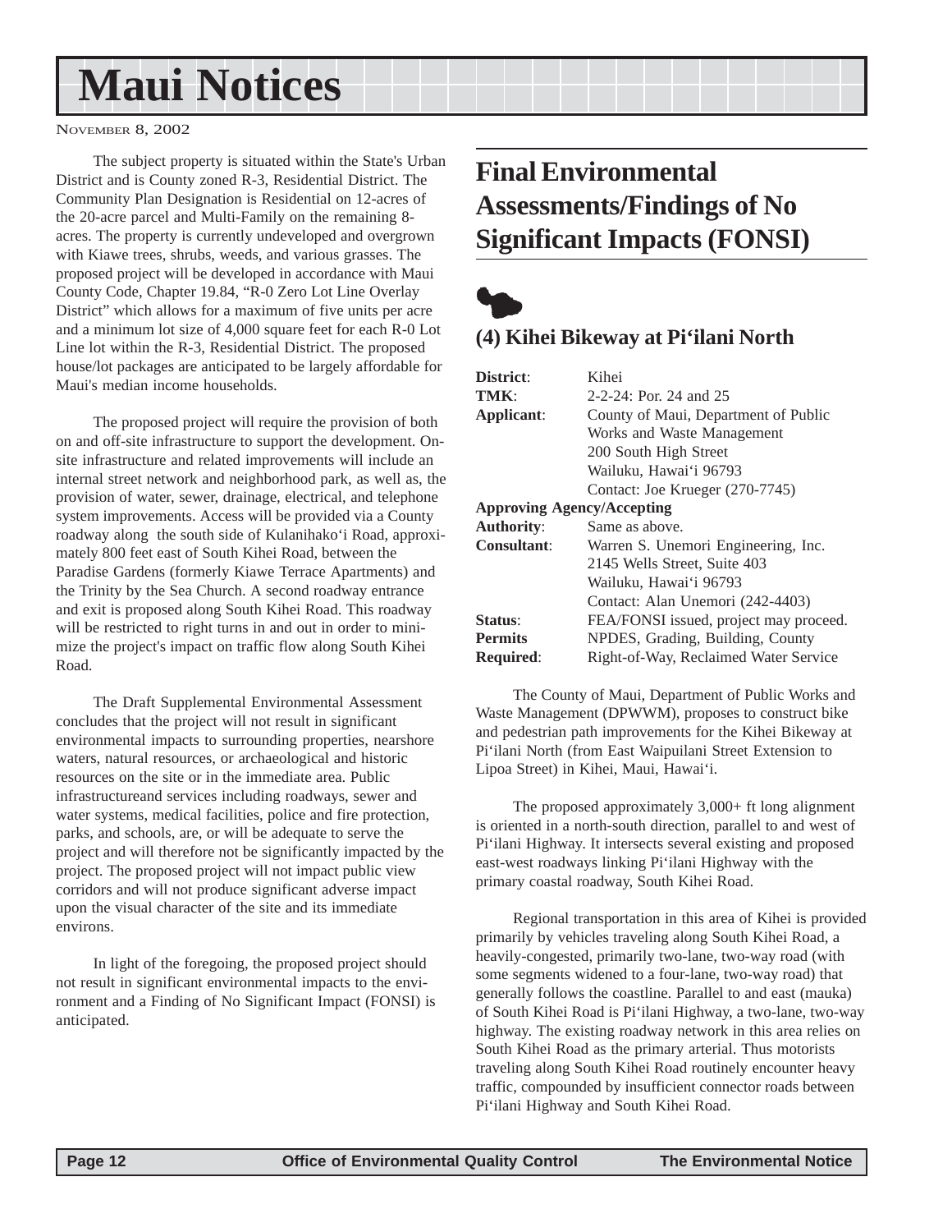The subject property is situated within the State's Urban District and is County zoned R-3, Residential District. The Community Plan Designation is Residential on 12-acres of the 20-acre parcel and Multi-Family on the remaining 8-acres. The property is currently undeveloped and overgrown with Kiawe trees, shrubs, weeds, and various grasses. The proposed project will be developed in accordance with Maui County Code, Chapter 19.84, "R-0 Zero Lot Line Overlay District" which allows for a maximum of five units per acre and a minimum lot size of 4,000 square feet for each R-0 Lot Line lot within the R-3, Residential District. The proposed house/lot packages are anticipated to be largely affordable for Maui's median income households.

The proposed project will require the provision of both on and off-site infrastructure to support the development. On-site infrastructure and related improvements will include an internal street network and neighborhood park, as well as, the provision of water, sewer, drainage, electrical, and telephone system improvements. Access will be provided via a County roadway along the south side of Kulanihako'i Road, approximately 800 feet east of South Kihei Road, between the Paradise Gardens (formerly Kiawe Terrace Apartments) and the Trinity by the Sea Church. A second roadway entrance and exit is proposed along South Kihei Road. This roadway will be restricted to right turns in and out in order to minimize the project's impact on traffic flow along South Kihei Road.

The Draft Supplemental Environmental Assessment concludes that the project will not result in significant environmental impacts to surrounding properties, nearshore waters, natural resources, or archaeological and historic resources on the site or in the immediate area. Public infrastructureand services including roadways, sewer and water systems, medical facilities, police and fire protection, parks, and schools, are, or will be adequate to serve the project and will therefore not be significantly impacted by the project. The proposed project will not impact public view corridors and will not produce significant adverse impact upon the visual character of the site and its immediate environs.

In light of the foregoing, the proposed project should not result in significant environmental impacts to the environment and a Finding of No Significant Impact (FONSI) is anticipated.

# Final Environmental Assessments/Findings of No Significant Impacts (FONSI)

## (4) Kihei Bikeway at Pi'ilani North

**District**: Kihei
**TMK**: 2-2-24: Por. 24 and 25
**Applicant**: County of Maui, Department of Public Works and Waste Management
200 South High Street
Wailuku, Hawai'i 96793
Contact: Joe Krueger (270-7745)
**Approving Agency/Accepting Authority**: Same as above.
**Consultant**: Warren S. Unemori Engineering, Inc.
2145 Wells Street, Suite 403
Wailuku, Hawai'i 96793
Contact: Alan Unemori (242-4403)
**Status**: FEA/FONSI issued, project may proceed.
**Permits Required**: NPDES, Grading, Building, County Right-of-Way, Reclaimed Water Service

The County of Maui, Department of Public Works and Waste Management (DPWWM), proposes to construct bike and pedestrian path improvements for the Kihei Bikeway at Pi'ilani North (from East Waipuilani Street Extension to Lipoa Street) in Kihei, Maui, Hawai'i.

The proposed approximately 3,000+ ft long alignment is oriented in a north-south direction, parallel to and west of Pi'ilani Highway. It intersects several existing and proposed east-west roadways linking Pi'ilani Highway with the primary coastal roadway, South Kihei Road.

Regional transportation in this area of Kihei is provided primarily by vehicles traveling along South Kihei Road, a heavily-congested, primarily two-lane, two-way road (with some segments widened to a four-lane, two-way road) that generally follows the coastline. Parallel to and east (mauka) of South Kihei Road is Pi'ilani Highway, a two-lane, two-way highway. The existing roadway network in this area relies on South Kihei Road as the primary arterial. Thus motorists traveling along South Kihei Road routinely encounter heavy traffic, compounded by insufficient connector roads between Pi'ilani Highway and South Kihei Road.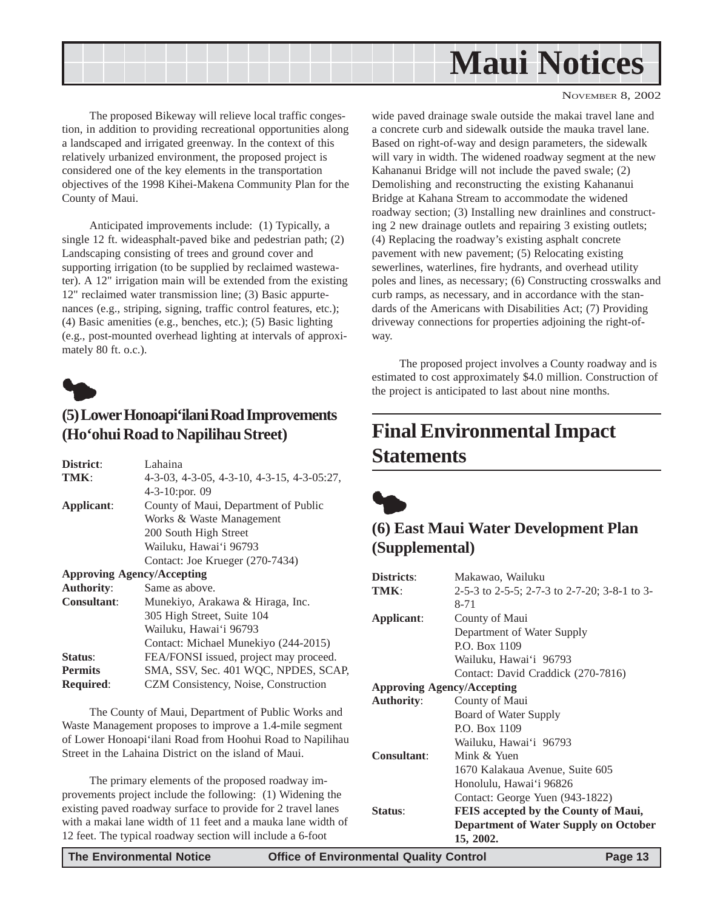The proposed Bikeway will relieve local traffic congestion, in addition to providing recreational opportunities along a landscaped and irrigated greenway. In the context of this relatively urbanized environment, the proposed project is considered one of the key elements in the transportation objectives of the 1998 Kihei-Makena Community Plan for the County of Maui.

Anticipated improvements include: (1) Typically, a single 12 ft. wideasphalt-paved bike and pedestrian path; (2) Landscaping consisting of trees and ground cover and supporting irrigation (to be supplied by reclaimed wastewater). A 12" irrigation main will be extended from the existing 12" reclaimed water transmission line; (3) Basic appurtenances (e.g., striping, signing, traffic control features, etc.); (4) Basic amenities (e.g., benches, etc.); (5) Basic lighting (e.g., post-mounted overhead lighting at intervals of approximately 80 ft. o.c.).

### (5) Lower Honoapi'ilani Road Improvements (Ho'ohui Road to Napilihau Street)

| | |
|---|---|
| **District**: | Lahaina |
| **TMK**: | 4-3-03, 4-3-05, 4-3-10, 4-3-15, 4-3-05:27, 4-3-10:por. 09 |
| **Applicant**: | County of Maui, Department of Public Works & Waste Management<br>200 South High Street<br>Wailuku, Hawai'i 96793<br>Contact: Joe Krueger (270-7434) |
| **Approving Agency/Accepting Authority**: | Same as above. |
| **Consultant**: | Munekiyo, Arakawa & Hiraga, Inc.<br>305 High Street, Suite 104<br>Wailuku, Hawai'i 96793<br>Contact: Michael Munekiyo (244-2015) |
| **Status**: | FEA/FONSI issued, project may proceed. |
| **Permits Required**: | SMA, SSV, Sec. 401 WQC, NPDES, SCAP, CZM Consistency, Noise, Construction |

The County of Maui, Department of Public Works and Waste Management proposes to improve a 1.4-mile segment of Lower Honoapi'ilani Road from Hoohui Road to Napilihau Street in the Lahaina District on the island of Maui.

The primary elements of the proposed roadway improvements project include the following: (1) Widening the existing paved roadway surface to provide for 2 travel lanes with a makai lane width of 11 feet and a mauka lane width of 12 feet. The typical roadway section will include a 6-foot wide paved drainage swale outside the makai travel lane and a concrete curb and sidewalk outside the mauka travel lane. Based on right-of-way and design parameters, the sidewalk will vary in width. The widened roadway segment at the new Kahananui Bridge will not include the paved swale; (2) Demolishing and reconstructing the existing Kahananui Bridge at Kahana Stream to accommodate the widened roadway section; (3) Installing new drainlines and constructing 2 new drainage outlets and repairing 3 existing outlets; (4) Replacing the roadway's existing asphalt concrete pavement with new pavement; (5) Relocating existing sewerlines, waterlines, fire hydrants, and overhead utility poles and lines, as necessary; (6) Constructing crosswalks and curb ramps, as necessary, and in accordance with the standards of the Americans with Disabilities Act; (7) Providing driveway connections for properties adjoining the right-of-way.

The proposed project involves a County roadway and is estimated to cost approximately $4.0 million. Construction of the project is anticipated to last about nine months.

## Final Environmental Impact Statements

### (6) East Maui Water Development Plan (Supplemental)

| | |
|---|---|
| **Districts**: | Makawao, Wailuku |
| **TMK**: | 2-5-3 to 2-5-5; 2-7-3 to 2-7-20; 3-8-1 to 3-8-71 |
| **Applicant**: | County of Maui<br>Department of Water Supply<br>P.O. Box 1109<br>Wailuku, Hawai'i 96793<br>Contact: David Craddick (270-7816) |
| **Approving Agency/Accepting Authority**: | County of Maui<br>Board of Water Supply<br>P.O. Box 1109<br>Wailuku, Hawai'i 96793 |
| **Consultant**: | Mink & Yuen<br>1670 Kalakaua Avenue, Suite 605<br>Honolulu, Hawai'i 96826<br>Contact: George Yuen (943-1822) |
| **Status**: | **FEIS accepted by the County of Maui, Department of Water Supply on October 15, 2002.** |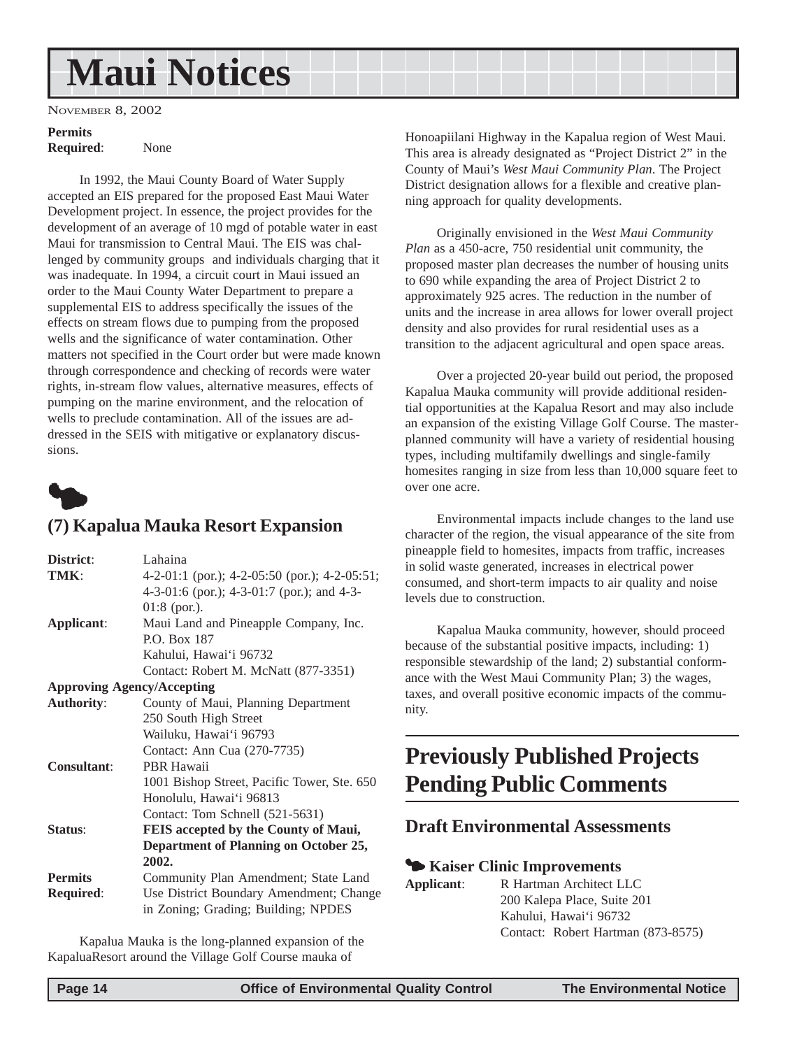# Maui Notices

NOVEMBER 8, 2002

**Permits Required**: None

In 1992, the Maui County Board of Water Supply accepted an EIS prepared for the proposed East Maui Water Development project. In essence, the project provides for the development of an average of 10 mgd of potable water in east Maui for transmission to Central Maui. The EIS was challenged by community groups and individuals charging that it was inadequate. In 1994, a circuit court in Maui issued an order to the Maui County Water Department to prepare a supplemental EIS to address specifically the issues of the effects on stream flows due to pumping from the proposed wells and the significance of water contamination. Other matters not specified in the Court order but were made known through correspondence and checking of records were water rights, in-stream flow values, alternative measures, effects of pumping on the marine environment, and the relocation of wells to preclude contamination. All of the issues are addressed in the SEIS with mitigative or explanatory discussions.

## (7) Kapalua Mauka Resort Expansion

**District**: Lahaina

**TMK**: 4-2-01:1 (por.); 4-2-05:50 (por.); 4-2-05:51; 4-3-01:6 (por.); 4-3-01:7 (por.); and 4-3-01:8 (por.).

**Applicant**: Maui Land and Pineapple Company, Inc.
P.O. Box 187
Kahului, Hawai'i 96732
Contact: Robert M. McNatt (877-3351)

**Approving Agency/Accepting Authority**: County of Maui, Planning Department
250 South High Street
Wailuku, Hawai'i 96793
Contact: Ann Cua (270-7735)

**Consultant**: PBR Hawaii
1001 Bishop Street, Pacific Tower, Ste. 650
Honolulu, Hawai'i 96813
Contact: Tom Schnell (521-5631)

**Status**: **FEIS accepted by the County of Maui, Department of Planning on October 25, 2002.**

**Permits Required**: Community Plan Amendment; State Land Use District Boundary Amendment; Change in Zoning; Grading; Building; NPDES

Kapalua Mauka is the long-planned expansion of the KapaluaResort around the Village Golf Course mauka of Honoapiilani Highway in the Kapalua region of West Maui. This area is already designated as "Project District 2" in the County of Maui's *West Maui Community Plan*. The Project District designation allows for a flexible and creative planning approach for quality developments.

Originally envisioned in the *West Maui Community Plan* as a 450-acre, 750 residential unit community, the proposed master plan decreases the number of housing units to 690 while expanding the area of Project District 2 to approximately 925 acres. The reduction in the number of units and the increase in area allows for lower overall project density and also provides for rural residential uses as a transition to the adjacent agricultural and open space areas.

Over a projected 20-year build out period, the proposed Kapalua Mauka community will provide additional residential opportunities at the Kapalua Resort and may also include an expansion of the existing Village Golf Course. The master-planned community will have a variety of residential housing types, including multifamily dwellings and single-family homesites ranging in size from less than 10,000 square feet to over one acre.

Environmental impacts include changes to the land use character of the region, the visual appearance of the site from pineapple field to homesites, impacts from traffic, increases in solid waste generated, increases in electrical power consumed, and short-term impacts to air quality and noise levels due to construction.

Kapalua Mauka community, however, should proceed because of the substantial positive impacts, including: 1) responsible stewardship of the land; 2) substantial conformance with the West Maui Community Plan; 3) the wages, taxes, and overall positive economic impacts of the community.

# Previously Published Projects Pending Public Comments

## Draft Environmental Assessments

### Kaiser Clinic Improvements

**Applicant**: R Hartman Architect LLC
200 Kalepa Place, Suite 201
Kahului, Hawai'i 96732
Contact: Robert Hartman (873-8575)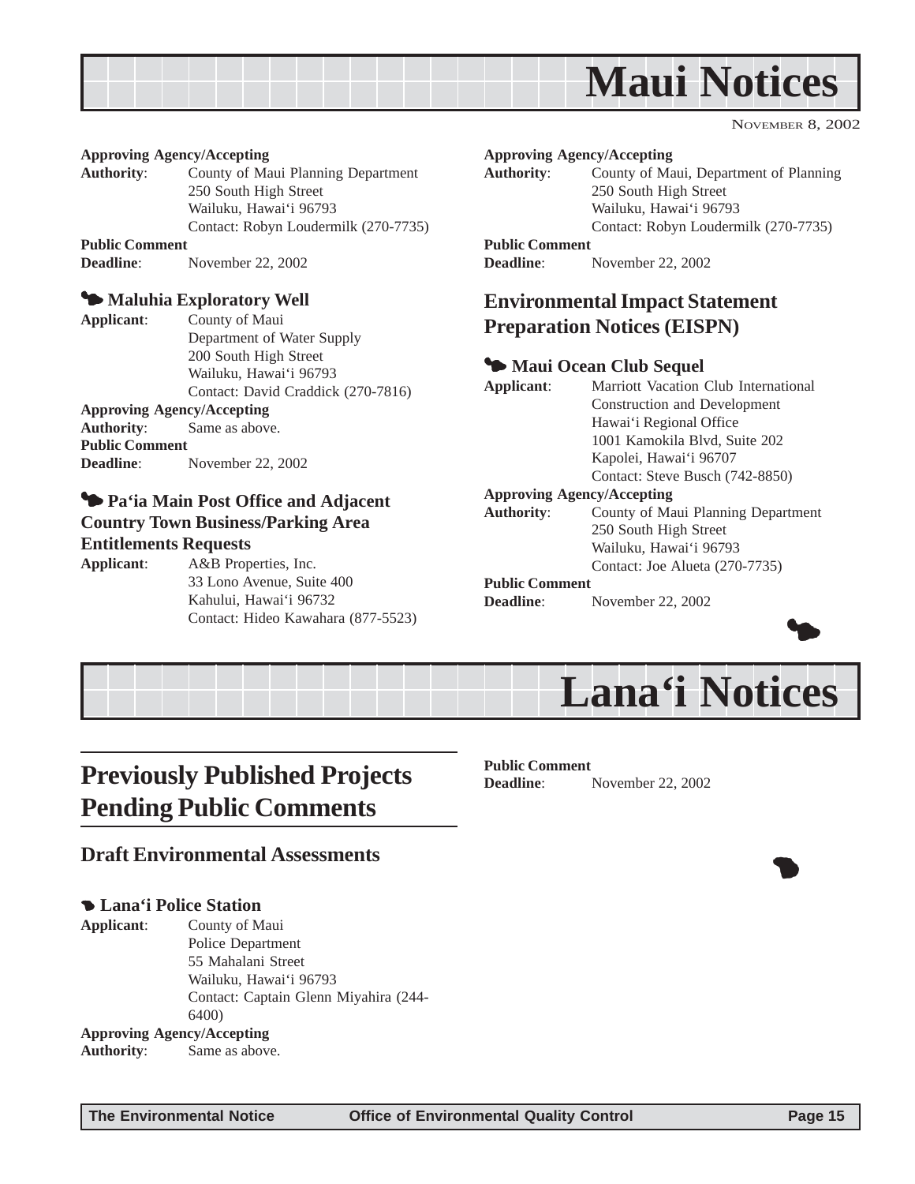# Maui Notices

NOVEMBER 8, 2002

**Approving Agency/Accepting**
**Authority**: County of Maui Planning Department
250 South High Street
Wailuku, Hawai'i 96793
Contact: Robyn Loudermilk (270-7735)

**Public Comment**
**Deadline**: November 22, 2002

### Maluhia Exploratory Well

**Applicant**: County of Maui
Department of Water Supply
200 South High Street
Wailuku, Hawai'i 96793
Contact: David Craddick (270-7816)

**Approving Agency/Accepting**
**Authority**: Same as above.

**Public Comment**
**Deadline**: November 22, 2002

### Pa'ia Main Post Office and Adjacent Country Town Business/Parking Area Entitlements Requests

**Applicant**: A&B Properties, Inc.
33 Lono Avenue, Suite 400
Kahului, Hawai'i 96732
Contact: Hideo Kawahara (877-5523)

**Approving Agency/Accepting**
**Authority**: County of Maui, Department of Planning
250 South High Street
Wailuku, Hawai'i 96793
Contact: Robyn Loudermilk (270-7735)

**Public Comment**
**Deadline**: November 22, 2002

## Environmental Impact Statement Preparation Notices (EISPN)

### Maui Ocean Club Sequel

**Applicant**: Marriott Vacation Club International
Construction and Development
Hawai'i Regional Office
1001 Kamokila Blvd, Suite 202
Kapolei, Hawai'i 96707
Contact: Steve Busch (742-8850)

**Approving Agency/Accepting**
**Authority**: County of Maui Planning Department
250 South High Street
Wailuku, Hawai'i 96793
Contact: Joe Alueta (270-7735)

**Public Comment**
**Deadline**: November 22, 2002

# Lana'i Notices

## Previously Published Projects Pending Public Comments

### Draft Environmental Assessments

### Lana'i Police Station

**Applicant**: County of Maui
Police Department
55 Mahalani Street
Wailuku, Hawai'i 96793
Contact: Captain Glenn Miyahira (244-6400)

**Approving Agency/Accepting**
**Authority**: Same as above.

**Public Comment**
**Deadline**: November 22, 2002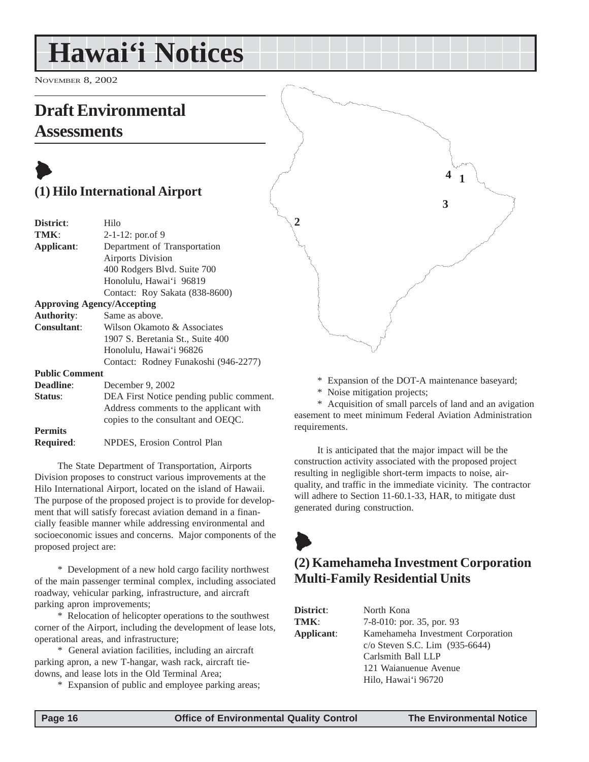# Hawai'i Notices

NOVEMBER 8, 2002

## Draft Environmental Assessments

### (1) Hilo International Airport

**District**: Hilo
**TMK**: 2-1-12: por.of 9
**Applicant**: Department of Transportation
Airports Division
400 Rodgers Blvd. Suite 700
Honolulu, Hawai'i 96819
Contact: Roy Sakata (838-8600)
**Approving Agency/Accepting Authority**: Same as above.
**Consultant**: Wilson Okamoto & Associates
1907 S. Beretania St., Suite 400
Honolulu, Hawai'i 96826
Contact: Rodney Funakoshi (946-2277)
**Public Comment Deadline**: December 9, 2002
**Status**: DEA First Notice pending public comment. Address comments to the applicant with copies to the consultant and OEQC.
**Permits Required**: NPDES, Erosion Control Plan

The State Department of Transportation, Airports Division proposes to construct various improvements at the Hilo International Airport, located on the island of Hawaii. The purpose of the proposed project is to provide for development that will satisfy forecast aviation demand in a financially feasible manner while addressing environmental and socioeconomic issues and concerns. Major components of the proposed project are:

* Development of a new hold cargo facility northwest of the main passenger terminal complex, including associated roadway, vehicular parking, infrastructure, and aircraft parking apron improvements;
* Relocation of helicopter operations to the southwest corner of the Airport, including the development of lease lots, operational areas, and infrastructure;
* General aviation facilities, including an aircraft parking apron, a new T-hangar, wash rack, aircraft tie-downs, and lease lots in the Old Terminal Area;
* Expansion of public and employee parking areas;
* Expansion of the DOT-A maintenance baseyard;
* Noise mitigation projects;
* Acquisition of small parcels of land and an avigation easement to meet minimum Federal Aviation Administration requirements.

It is anticipated that the major impact will be the construction activity associated with the proposed project resulting in negligible short-term impacts to noise, air-quality, and traffic in the immediate vicinity. The contractor will adhere to Section 11-60.1-33, HAR, to mitigate dust generated during construction.

### (2) Kamehameha Investment Corporation Multi-Family Residential Units

**District**: North Kona
**TMK**: 7-8-010: por. 35, por. 93
**Applicant**: Kamehameha Investment Corporation
c/o Steven S.C. Lim (935-6644)
Carlsmith Ball LLP
121 Waianuenue Avenue
Hilo, Hawai'i 96720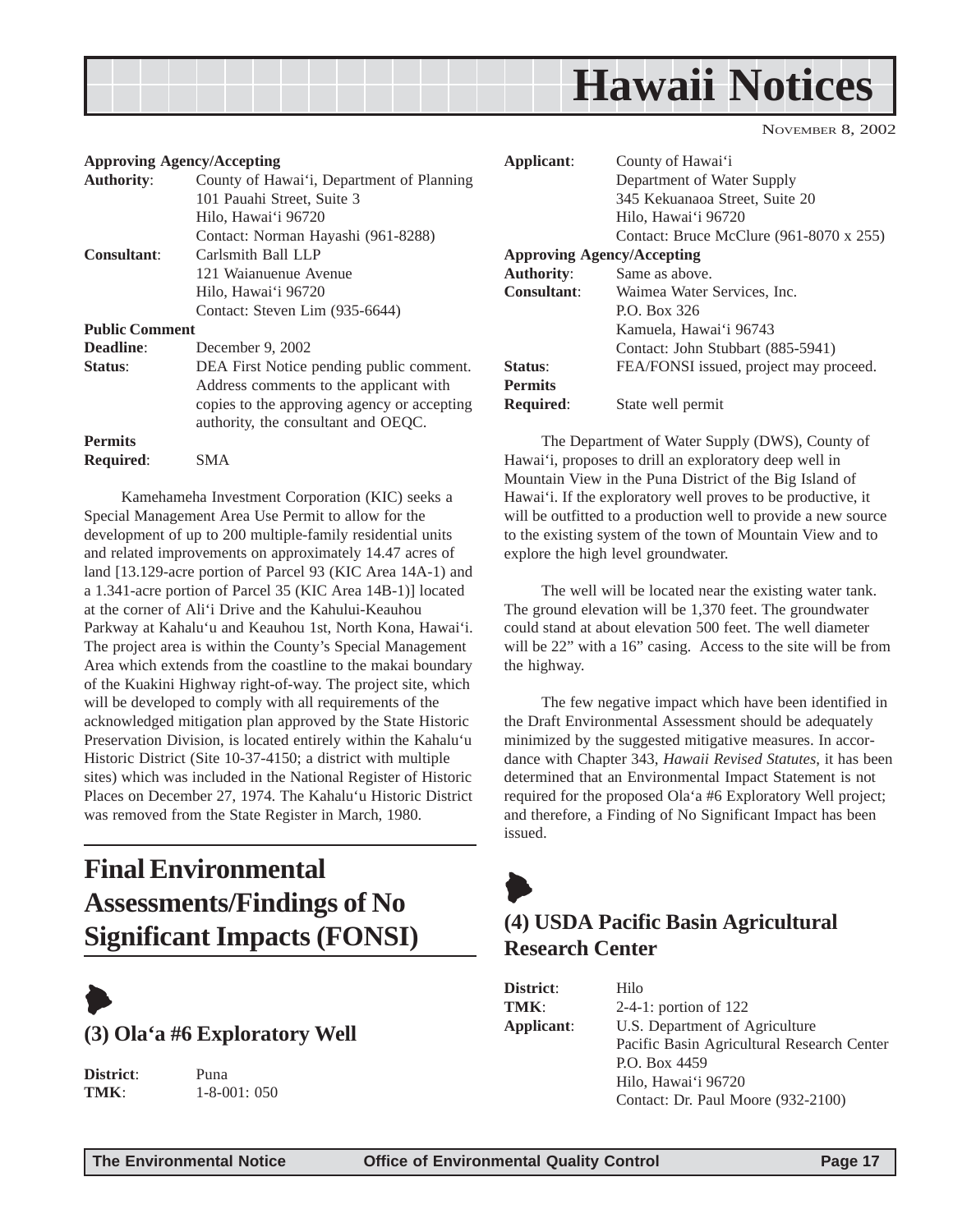**Approving Agency/Accepting**
**Authority**: County of Hawai'i, Department of Planning
101 Pauahi Street, Suite 3
Hilo, Hawai'i 96720
Contact: Norman Hayashi (961-8288)

**Consultant**: Carlsmith Ball LLP
121 Waianuenue Avenue
Hilo, Hawai'i 96720
Contact: Steven Lim (935-6644)

**Public Comment**
**Deadline**: December 9, 2002

**Status**: DEA First Notice pending public comment. Address comments to the applicant with copies to the approving agency or accepting authority, the consultant and OEQC.

**Permits**
**Required**: SMA

Kamehameha Investment Corporation (KIC) seeks a Special Management Area Use Permit to allow for the development of up to 200 multiple-family residential units and related improvements on approximately 14.47 acres of land [13.129-acre portion of Parcel 93 (KIC Area 14A-1) and a 1.341-acre portion of Parcel 35 (KIC Area 14B-1)] located at the corner of Ali'i Drive and the Kahului-Keauhou Parkway at Kahalu'u and Keauhou 1st, North Kona, Hawai'i. The project area is within the County's Special Management Area which extends from the coastline to the makai boundary of the Kuakini Highway right-of-way. The project site, which will be developed to comply with all requirements of the acknowledged mitigation plan approved by the State Historic Preservation Division, is located entirely within the Kahalu'u Historic District (Site 10-37-4150; a district with multiple sites) which was included in the National Register of Historic Places on December 27, 1974. The Kahalu'u Historic District was removed from the State Register in March, 1980.

# Final Environmental Assessments/Findings of No Significant Impacts (FONSI)

## (3) Ola'a #6 Exploratory Well

**District**: Puna
**TMK**: 1-8-001: 050

**Applicant**: County of Hawai'i
Department of Water Supply
345 Kekuanaoa Street, Suite 20
Hilo, Hawai'i 96720
Contact: Bruce McClure (961-8070 x 255)

**Approving Agency/Accepting**
**Authority**: Same as above.

**Consultant**: Waimea Water Services, Inc.
P.O. Box 326
Kamuela, Hawai'i 96743
Contact: John Stubbart (885-5941)

**Status**: FEA/FONSI issued, project may proceed.

**Permits**
**Required**: State well permit

The Department of Water Supply (DWS), County of Hawai'i, proposes to drill an exploratory deep well in Mountain View in the Puna District of the Big Island of Hawai'i. If the exploratory well proves to be productive, it will be outfitted to a production well to provide a new source to the existing system of the town of Mountain View and to explore the high level groundwater.

The well will be located near the existing water tank. The ground elevation will be 1,370 feet. The groundwater could stand at about elevation 500 feet. The well diameter will be 22" with a 16" casing. Access to the site will be from the highway.

The few negative impact which have been identified in the Draft Environmental Assessment should be adequately minimized by the suggested mitigative measures. In accordance with Chapter 343, *Hawaii Revised Statutes*, it has been determined that an Environmental Impact Statement is not required for the proposed Ola'a #6 Exploratory Well project; and therefore, a Finding of No Significant Impact has been issued.

## (4) USDA Pacific Basin Agricultural Research Center

**District**: Hilo
**TMK**: 2-4-1: portion of 122

**Applicant**: U.S. Department of Agriculture
Pacific Basin Agricultural Research Center
P.O. Box 4459
Hilo, Hawai'i 96720
Contact: Dr. Paul Moore (932-2100)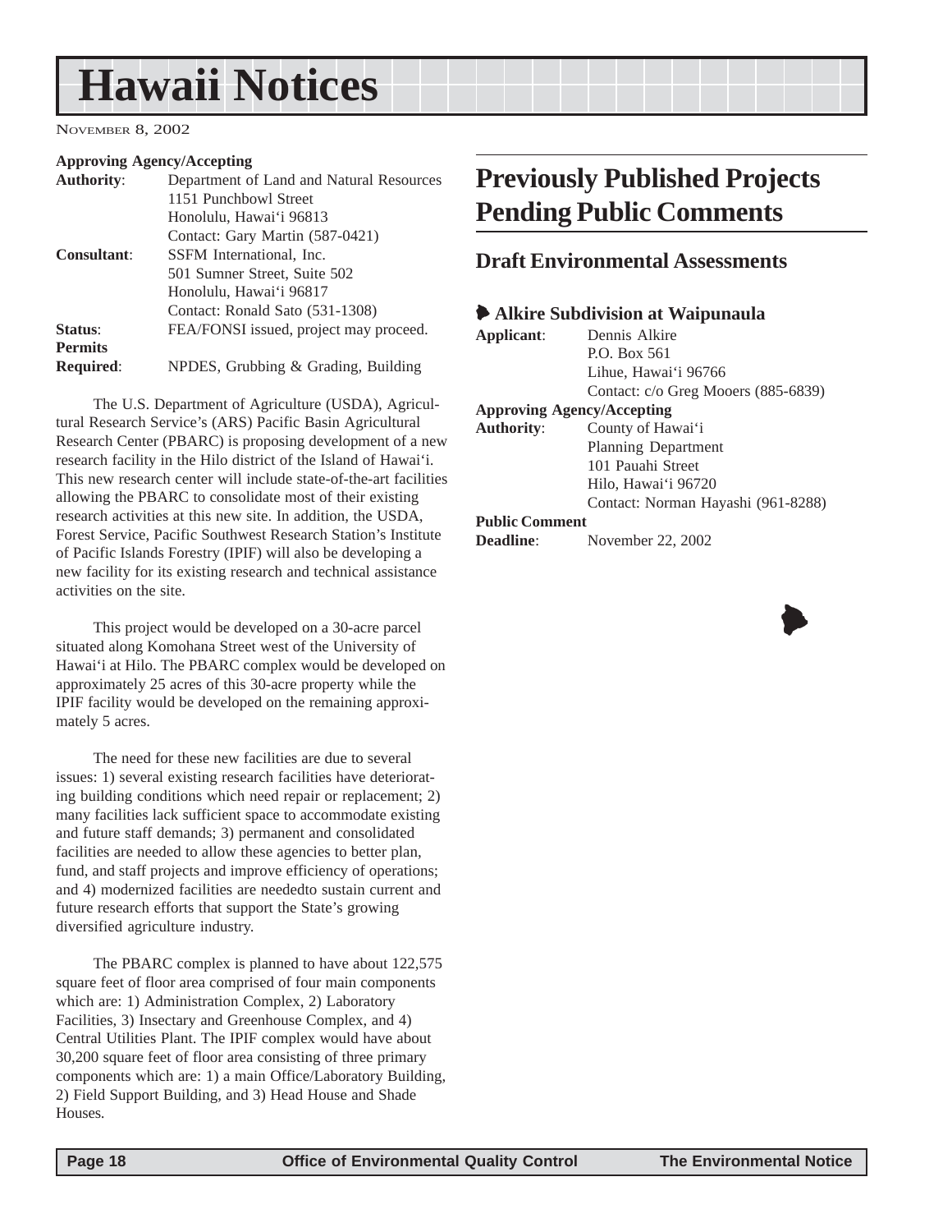**Approving Agency/Accepting**
**Authority**: Department of Land and Natural Resources
1151 Punchbowl Street
Honolulu, Hawai'i 96813
Contact: Gary Martin (587-0421)
**Consultant**: SSFM International, Inc.
501 Sumner Street, Suite 502
Honolulu, Hawai'i 96817
Contact: Ronald Sato (531-1308)
**Status**: FEA/FONSI issued, project may proceed.
**Permits Required**: NPDES, Grubbing & Grading, Building

The U.S. Department of Agriculture (USDA), Agricultural Research Service's (ARS) Pacific Basin Agricultural Research Center (PBARC) is proposing development of a new research facility in the Hilo district of the Island of Hawai'i. This new research center will include state-of-the-art facilities allowing the PBARC to consolidate most of their existing research activities at this new site. In addition, the USDA, Forest Service, Pacific Southwest Research Station's Institute of Pacific Islands Forestry (IPIF) will also be developing a new facility for its existing research and technical assistance activities on the site.

This project would be developed on a 30-acre parcel situated along Komohana Street west of the University of Hawai'i at Hilo. The PBARC complex would be developed on approximately 25 acres of this 30-acre property while the IPIF facility would be developed on the remaining approximately 5 acres.

The need for these new facilities are due to several issues: 1) several existing research facilities have deteriorating building conditions which need repair or replacement; 2) many facilities lack sufficient space to accommodate existing and future staff demands; 3) permanent and consolidated facilities are needed to allow these agencies to better plan, fund, and staff projects and improve efficiency of operations; and 4) modernized facilities are neededto sustain current and future research efforts that support the State's growing diversified agriculture industry.

The PBARC complex is planned to have about 122,575 square feet of floor area comprised of four main components which are: 1) Administration Complex, 2) Laboratory Facilities, 3) Insectary and Greenhouse Complex, and 4) Central Utilities Plant. The IPIF complex would have about 30,200 square feet of floor area consisting of three primary components which are: 1) a main Office/Laboratory Building, 2) Field Support Building, and 3) Head House and Shade Houses.

# Previously Published Projects Pending Public Comments

## Draft Environmental Assessments

### Alkire Subdivision at Waipunaula

**Applicant**: Dennis Alkire
P.O. Box 561
Lihue, Hawai'i 96766
Contact: c/o Greg Mooers (885-6839)
**Approving Agency/Accepting**
**Authority**: County of Hawai'i
Planning Department
101 Pauahi Street
Hilo, Hawai'i 96720
Contact: Norman Hayashi (961-8288)
**Public Comment Deadline**: November 22, 2002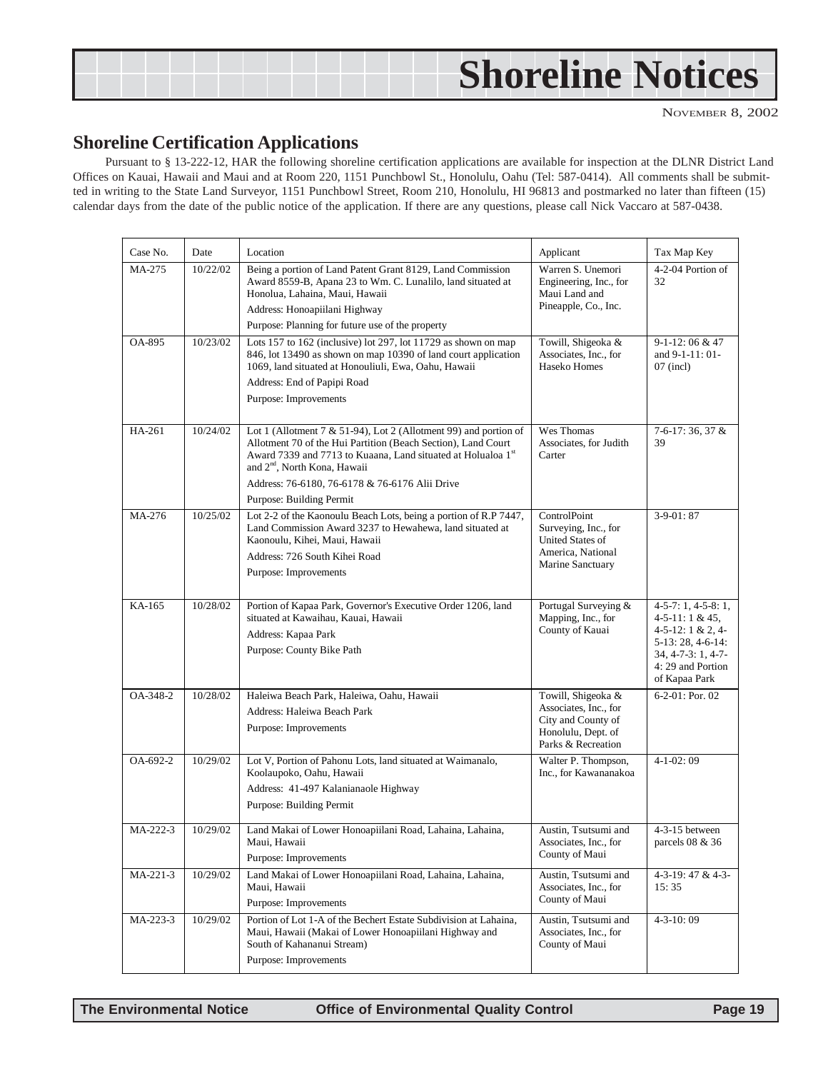# Shoreline Notices

NOVEMBER 8, 2002

## Shoreline Certification Applications

Pursuant to § 13-222-12, HAR the following shoreline certification applications are available for inspection at the DLNR District Land Offices on Kauai, Hawaii and Maui and at Room 220, 1151 Punchbowl St., Honolulu, Oahu (Tel: 587-0414). All comments shall be submitted in writing to the State Land Surveyor, 1151 Punchbowl Street, Room 210, Honolulu, HI 96813 and postmarked no later than fifteen (15) calendar days from the date of the public notice of the application. If there are any questions, please call Nick Vaccaro at 587-0438.

| Case No. | Date | Location | Applicant | Tax Map Key |
|---|---|---|---|---|
| MA-275 | 10/22/02 | Being a portion of Land Patent Grant 8129, Land Commission Award 8559-B, Apana 23 to Wm. C. Lunalilo, land situated at Honolua, Lahaina, Maui, Hawaii<br>Address: Honoapiilani Highway<br>Purpose: Planning for future use of the property | Warren S. Unemori Engineering, Inc., for Maui Land and Pineapple, Co., Inc. | 4-2-04 Portion of 32 |
| OA-895 | 10/23/02 | Lots 157 to 162 (inclusive) lot 297, lot 11729 as shown on map 846, lot 13490 as shown on map 10390 of land court application 1069, land situated at Honouliuli, Ewa, Oahu, Hawaii<br>Address: End of Papipi Road<br>Purpose: Improvements | Towill, Shigeoka & Associates, Inc., for Haseko Homes | 9-1-12: 06 & 47 and 9-1-11: 01-07 (incl) |
| HA-261 | 10/24/02 | Lot 1 (Allotment 7 & 51-94), Lot 2 (Allotment 99) and portion of Allotment 70 of the Hui Partition (Beach Section), Land Court Award 7339 and 7713 to Kuaana, Land situated at Holualoa 1st and 2nd, North Kona, Hawaii<br>Address: 76-6180, 76-6178 & 76-6176 Alii Drive<br>Purpose: Building Permit | Wes Thomas Associates, for Judith Carter | 7-6-17: 36, 37 & 39 |
| MA-276 | 10/25/02 | Lot 2-2 of the Kaonoulu Beach Lots, being a portion of R.P 7447, Land Commission Award 3237 to Hewahewa, land situated at Kaonoulu, Kihei, Maui, Hawaii<br>Address: 726 South Kihei Road<br>Purpose: Improvements | ControlPoint Surveying, Inc., for United States of America, National Marine Sanctuary | 3-9-01: 87 |
| KA-165 | 10/28/02 | Portion of Kapaa Park, Governor's Executive Order 1206, land situated at Kawaihau, Kauai, Hawaii<br>Address: Kapaa Park<br>Purpose: County Bike Path | Portugal Surveying & Mapping, Inc., for County of Kauai | 4-5-7: 1, 4-5-8: 1, 4-5-11: 1 & 45, 4-5-12: 1 & 2, 4-5-13: 28, 4-6-14: 34, 4-7-3: 1, 4-7-4: 29 and Portion of Kapaa Park |
| OA-348-2 | 10/28/02 | Haleiwa Beach Park, Haleiwa, Oahu, Hawaii<br>Address: Haleiwa Beach Park<br>Purpose: Improvements | Towill, Shigeoka & Associates, Inc., for City and County of Honolulu, Dept. of Parks & Recreation | 6-2-01: Por. 02 |
| OA-692-2 | 10/29/02 | Lot V, Portion of Pahonu Lots, land situated at Waimanalo, Koolaupoko, Oahu, Hawaii<br>Address: 41-497 Kalanianaole Highway<br>Purpose: Building Permit | Walter P. Thompson, Inc., for Kawananakoa | 4-1-02: 09 |
| MA-222-3 | 10/29/02 | Land Makai of Lower Honoapiilani Road, Lahaina, Lahaina, Maui, Hawaii<br>Purpose: Improvements | Austin, Tsutsumi and Associates, Inc., for County of Maui | 4-3-15 between parcels 08 & 36 |
| MA-221-3 | 10/29/02 | Land Makai of Lower Honoapiilani Road, Lahaina, Lahaina, Maui, Hawaii<br>Purpose: Improvements | Austin, Tsutsumi and Associates, Inc., for County of Maui | 4-3-19: 47 & 4-3-15: 35 |
| MA-223-3 | 10/29/02 | Portion of Lot 1-A of the Bechert Estate Subdivision at Lahaina, Maui, Hawaii (Makai of Lower Honoapiilani Highway and South of Kahananui Stream)<br>Purpose: Improvements | Austin, Tsutsumi and Associates, Inc., for County of Maui | 4-3-10: 09 |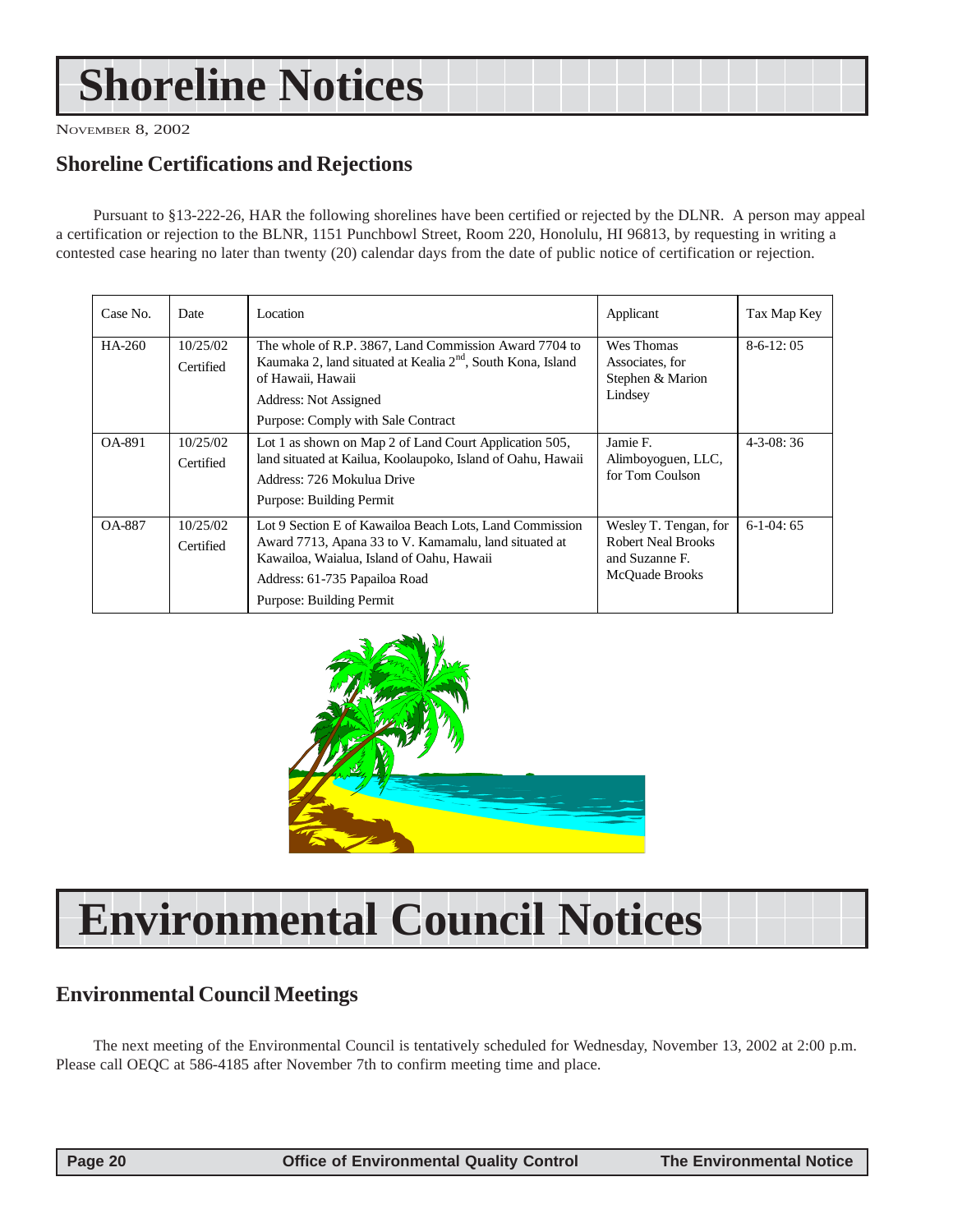# Shoreline Notices

November 8, 2002

## Shoreline Certifications and Rejections

Pursuant to §13-222-26, HAR the following shorelines have been certified or rejected by the DLNR. A person may appeal a certification or rejection to the BLNR, 1151 Punchbowl Street, Room 220, Honolulu, HI 96813, by requesting in writing a contested case hearing no later than twenty (20) calendar days from the date of public notice of certification or rejection.

| Case No. | Date | Location | Applicant | Tax Map Key |
| --- | --- | --- | --- | --- |
| HA-260 | 10/25/02 Certified | The whole of R.P. 3867, Land Commission Award 7704 to Kaumaka 2, land situated at Kealia 2nd, South Kona, Island of Hawaii, Hawaii<br>Address: Not Assigned<br>Purpose: Comply with Sale Contract | Wes Thomas Associates, for Stephen & Marion Lindsey | 8-6-12: 05 |
| OA-891 | 10/25/02 Certified | Lot 1 as shown on Map 2 of Land Court Application 505, land situated at Kailua, Koolaupoko, Island of Oahu, Hawaii<br>Address: 726 Mokulua Drive<br>Purpose: Building Permit | Jamie F. Alimboyoguen, LLC, for Tom Coulson | 4-3-08: 36 |
| OA-887 | 10/25/02 Certified | Lot 9 Section E of Kawailoa Beach Lots, Land Commission Award 7713, Apana 33 to V. Kamamalu, land situated at Kawailoa, Waialua, Island of Oahu, Hawaii<br>Address: 61-735 Papailoa Road<br>Purpose: Building Permit | Wesley T. Tengan, for Robert Neal Brooks and Suzanne F. McQuade Brooks | 6-1-04: 65 |

# Environmental Council Notices

## Environmental Council Meetings

The next meeting of the Environmental Council is tentatively scheduled for Wednesday, November 13, 2002 at 2:00 p.m. Please call OEQC at 586-4185 after November 7th to confirm meeting time and place.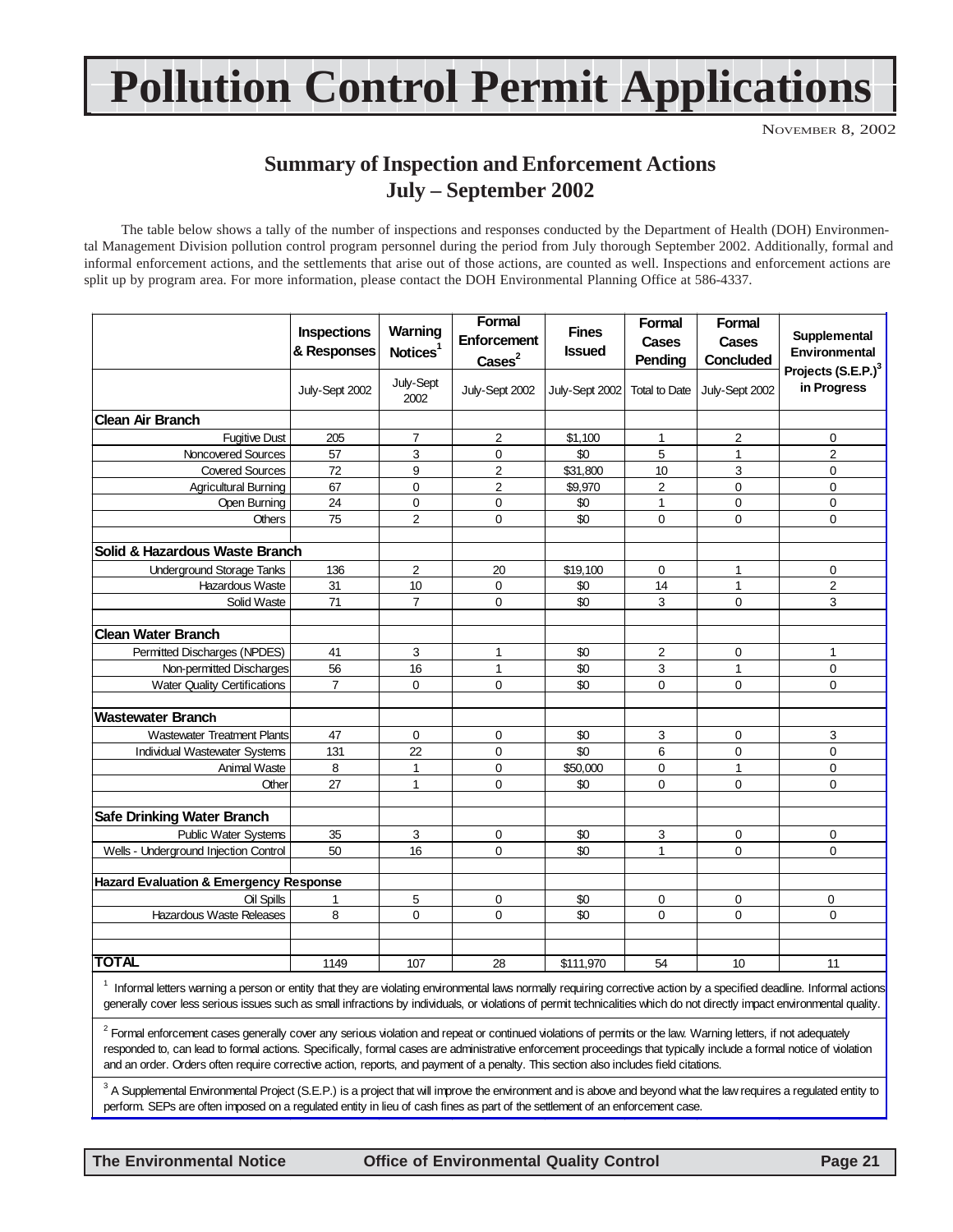# Pollution Control Permit Applications

NOVEMBER 8, 2002

## Summary of Inspection and Enforcement Actions
## July – September 2002

The table below shows a tally of the number of inspections and responses conducted by the Department of Health (DOH) Environmental Management Division pollution control program personnel during the period from July thorough September 2002. Additionally, formal and informal enforcement actions, and the settlements that arise out of those actions, are counted as well. Inspections and enforcement actions are split up by program area. For more information, please contact the DOH Environmental Planning Office at 586-4337.

| | Inspections & Responses | Warning Notices[1] | Formal Enforcement Cases[2] | Fines Issued | Formal Cases Pending | Formal Cases Concluded | Supplemental Environmental Projects (S.E.P.)[3] in Progress |
|---|---|---|---|---|---|---|---|
| | July-Sept 2002 | July-Sept 2002 | July-Sept 2002 | July-Sept 2002 | Total to Date | July-Sept 2002 | |
| **Clean Air Branch** | | | | | | | |
| Fugitive Dust | 205 | 7 | 2 | $1,100 | 1 | 2 | 0 |
| Noncovered Sources | 57 | 3 | 0 | $0 | 5 | 1 | 2 |
| Covered Sources | 72 | 9 | 2 | $31,800 | 10 | 3 | 0 |
| Agricultural Burning | 67 | 0 | 2 | $9,970 | 2 | 0 | 0 |
| Open Burning | 24 | 0 | 0 | $0 | 1 | 0 | 0 |
| Others | 75 | 2 | 0 | $0 | 0 | 0 | 0 |
| **Solid & Hazardous Waste Branch** | | | | | | | |
| Underground Storage Tanks | 136 | 2 | 20 | $19,100 | 0 | 1 | 0 |
| Hazardous Waste | 31 | 10 | 0 | $0 | 14 | 1 | 2 |
| Solid Waste | 71 | 7 | 0 | $0 | 3 | 0 | 3 |
| **Clean Water Branch** | | | | | | | |
| Permitted Discharges (NPDES) | 41 | 3 | 1 | $0 | 2 | 0 | 1 |
| Non-permitted Discharges | 56 | 16 | 1 | $0 | 3 | 1 | 0 |
| Water Quality Certifications | 7 | 0 | 0 | $0 | 0 | 0 | 0 |
| **Wastewater Branch** | | | | | | | |
| Wastewater Treatment Plants | 47 | 0 | 0 | $0 | 3 | 0 | 3 |
| Individual Wastewater Systems | 131 | 22 | 0 | $0 | 6 | 0 | 0 |
| Animal Waste | 8 | 1 | 0 | $50,000 | 0 | 1 | 0 |
| Other | 27 | 1 | 0 | $0 | 0 | 0 | 0 |
| **Safe Drinking Water Branch** | | | | | | | |
| Public Water Systems | 35 | 3 | 0 | $0 | 3 | 0 | 0 |
| Wells - Underground Injection Control | 50 | 16 | 0 | $0 | 1 | 0 | 0 |
| **Hazard Evaluation & Emergency Response** | | | | | | | |
| Oil Spills | 1 | 5 | 0 | $0 | 0 | 0 | 0 |
| Hazardous Waste Releases | 8 | 0 | 0 | $0 | 0 | 0 | 0 |
| **TOTAL** | 1149 | 107 | 28 | $111,970 | 54 | 10 | 11 |

[1] Informal letters warning a person or entity that they are violating environmental laws normally requiring corrective action by a specified deadline. Informal actions generally cover less serious issues such as small infractions by individuals, or violations of permit technicalities which do not directly impact environmental quality.

[2] Formal enforcement cases generally cover any serious violation and repeat or continued violations of permits or the law. Warning letters, if not adequately responded to, can lead to formal actions. Specifically, formal cases are administrative enforcement proceedings that typically include a formal notice of violation and an order. Orders often require corrective action, reports, and payment of a penalty. This section also includes field citations.

[3] A Supplemental Environmental Project (S.E.P.) is a project that will improve the environment and is above and beyond what the law requires a regulated entity to perform. SEPs are often imposed on a regulated entity in lieu of cash fines as part of the settlement of an enforcement case.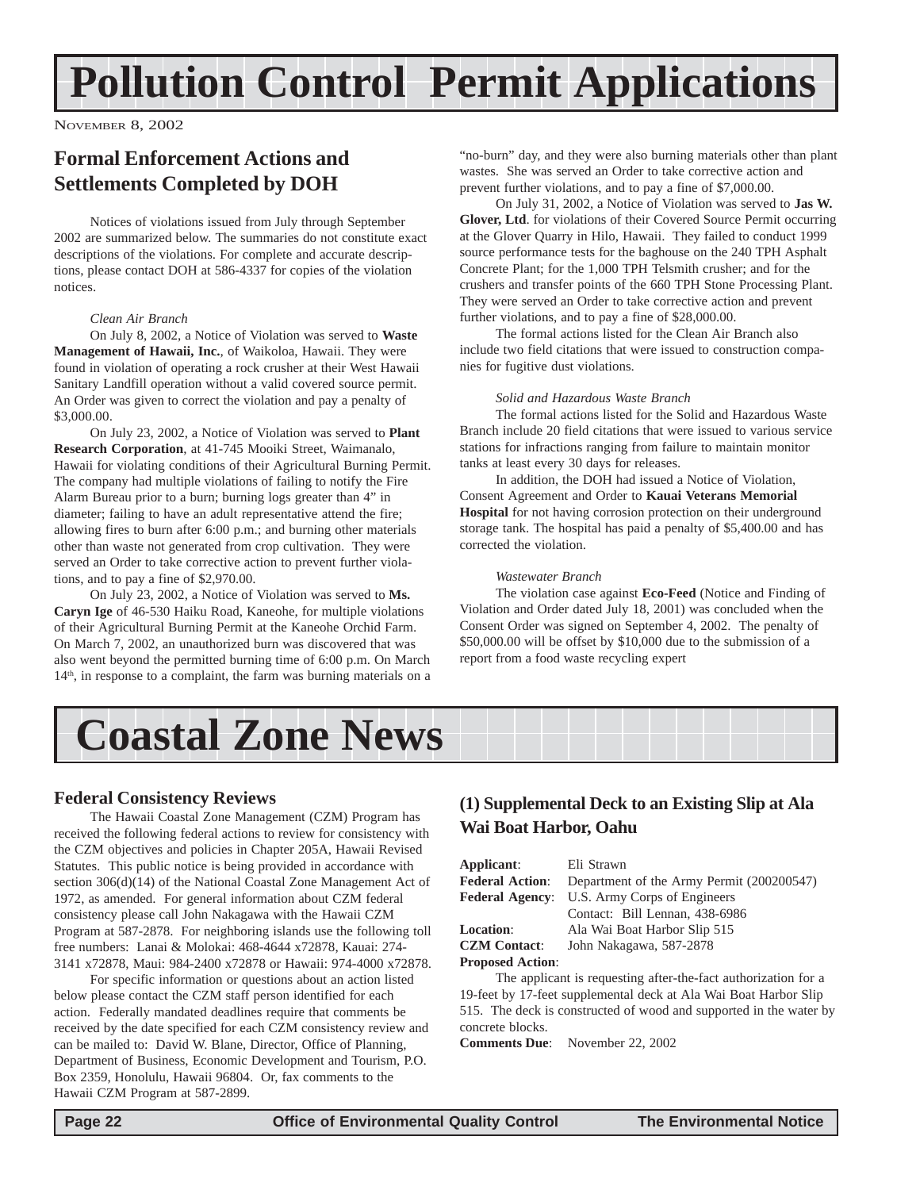# Pollution Control Permit Applications

NOVEMBER 8, 2002

## Formal Enforcement Actions and Settlements Completed by DOH

Notices of violations issued from July through September 2002 are summarized below. The summaries do not constitute exact descriptions of the violations. For complete and accurate descriptions, please contact DOH at 586-4337 for copies of the violation notices.

*Clean Air Branch*

On July 8, 2002, a Notice of Violation was served to **Waste Management of Hawaii, Inc.**, of Waikoloa, Hawaii. They were found in violation of operating a rock crusher at their West Hawaii Sanitary Landfill operation without a valid covered source permit. An Order was given to correct the violation and pay a penalty of $3,000.00.

On July 23, 2002, a Notice of Violation was served to **Plant Research Corporation**, at 41-745 Mooiki Street, Waimanalo, Hawaii for violating conditions of their Agricultural Burning Permit. The company had multiple violations of failing to notify the Fire Alarm Bureau prior to a burn; burning logs greater than 4" in diameter; failing to have an adult representative attend the fire; allowing fires to burn after 6:00 p.m.; and burning other materials other than waste not generated from crop cultivation. They were served an Order to take corrective action to prevent further violations, and to pay a fine of $2,970.00.

On July 23, 2002, a Notice of Violation was served to **Ms. Caryn Ige** of 46-530 Haiku Road, Kaneohe, for multiple violations of their Agricultural Burning Permit at the Kaneohe Orchid Farm. On March 7, 2002, an unauthorized burn was discovered that was also went beyond the permitted burning time of 6:00 p.m. On March 14th, in response to a complaint, the farm was burning materials on a "no-burn" day, and they were also burning materials other than plant wastes. She was served an Order to take corrective action and prevent further violations, and to pay a fine of $7,000.00.

On July 31, 2002, a Notice of Violation was served to **Jas W. Glover, Ltd**. for violations of their Covered Source Permit occurring at the Glover Quarry in Hilo, Hawaii. They failed to conduct 1999 source performance tests for the baghouse on the 240 TPH Asphalt Concrete Plant; for the 1,000 TPH Telsmith crusher; and for the crushers and transfer points of the 660 TPH Stone Processing Plant. They were served an Order to take corrective action and prevent further violations, and to pay a fine of $28,000.00.

The formal actions listed for the Clean Air Branch also include two field citations that were issued to construction companies for fugitive dust violations.

*Solid and Hazardous Waste Branch*

The formal actions listed for the Solid and Hazardous Waste Branch include 20 field citations that were issued to various service stations for infractions ranging from failure to maintain monitor tanks at least every 30 days for releases.

In addition, the DOH had issued a Notice of Violation, Consent Agreement and Order to **Kauai Veterans Memorial Hospital** for not having corrosion protection on their underground storage tank. The hospital has paid a penalty of $5,400.00 and has corrected the violation.

*Wastewater Branch*

The violation case against **Eco-Feed** (Notice and Finding of Violation and Order dated July 18, 2001) was concluded when the Consent Order was signed on September 4, 2002. The penalty of $50,000.00 will be offset by $10,000 due to the submission of a report from a food waste recycling expert

# Coastal Zone News

### Federal Consistency Reviews

The Hawaii Coastal Zone Management (CZM) Program has received the following federal actions to review for consistency with the CZM objectives and policies in Chapter 205A, Hawaii Revised Statutes. This public notice is being provided in accordance with section 306(d)(14) of the National Coastal Zone Management Act of 1972, as amended. For general information about CZM federal consistency please call John Nakagawa with the Hawaii CZM Program at 587-2878. For neighboring islands use the following toll free numbers: Lanai & Molokai: 468-4644 x72878, Kauai: 274-3141 x72878, Maui: 984-2400 x72878 or Hawaii: 974-4000 x72878.

For specific information or questions about an action listed below please contact the CZM staff person identified for each action. Federally mandated deadlines require that comments be received by the date specified for each CZM consistency review and can be mailed to: David W. Blane, Director, Office of Planning, Department of Business, Economic Development and Tourism, P.O. Box 2359, Honolulu, Hawaii 96804. Or, fax comments to the Hawaii CZM Program at 587-2899.

## (1) Supplemental Deck to an Existing Slip at Ala Wai Boat Harbor, Oahu

**Applicant**: Eli Strawn
**Federal Action**: Department of the Army Permit (200200547)
**Federal Agency**: U.S. Army Corps of Engineers
Contact: Bill Lennan, 438-6986
**Location**: Ala Wai Boat Harbor Slip 515
**CZM Contact**: John Nakagawa, 587-2878
**Proposed Action**:

The applicant is requesting after-the-fact authorization for a 19-feet by 17-feet supplemental deck at Ala Wai Boat Harbor Slip 515. The deck is constructed of wood and supported in the water by concrete blocks.

**Comments Due**: November 22, 2002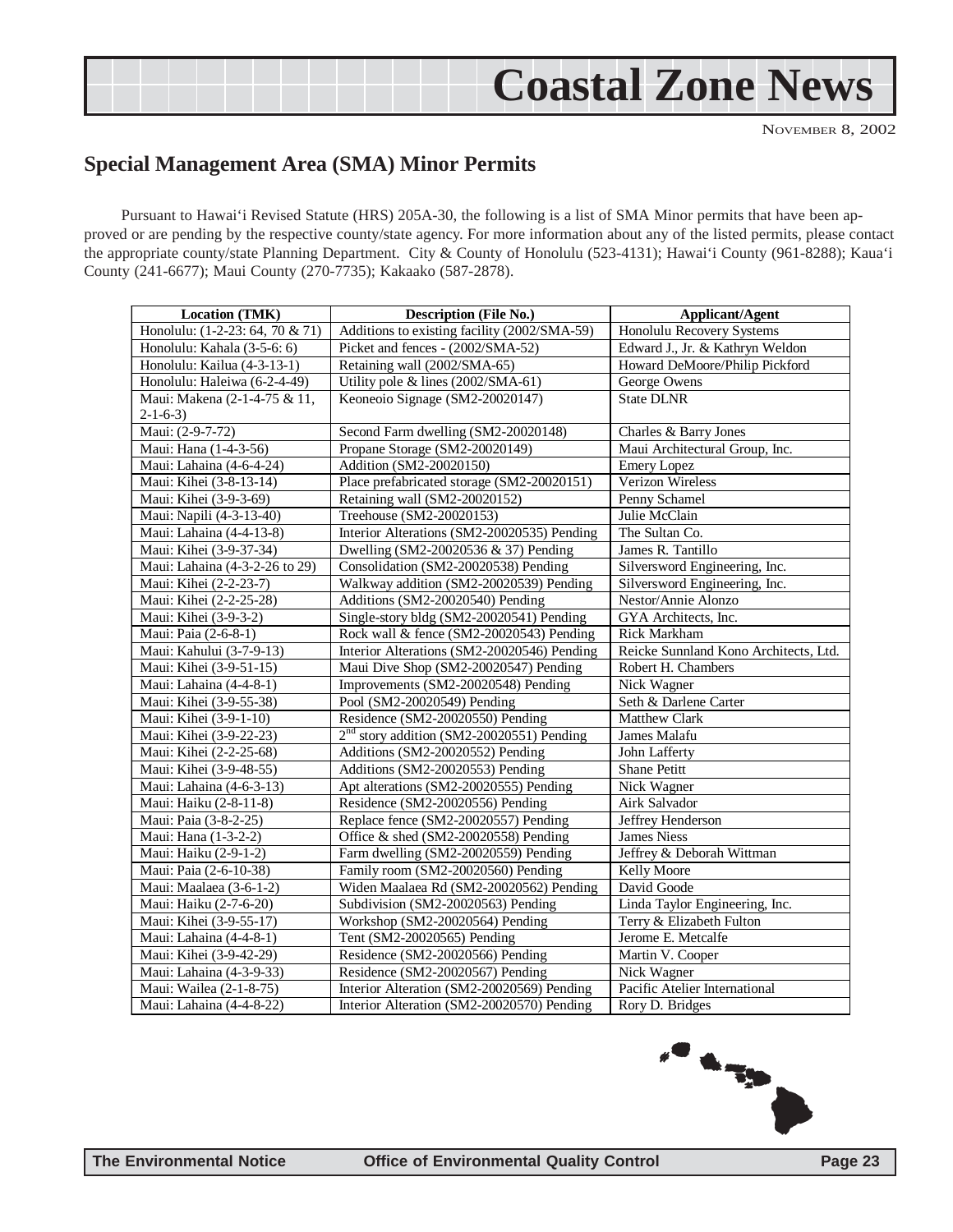## Special Management Area (SMA) Minor Permits

Pursuant to Hawai'i Revised Statute (HRS) 205A-30, the following is a list of SMA Minor permits that have been approved or are pending by the respective county/state agency. For more information about any of the listed permits, please contact the appropriate county/state Planning Department. City & County of Honolulu (523-4131); Hawai'i County (961-8288); Kaua'i County (241-6677); Maui County (270-7735); Kakaako (587-2878).

| Location (TMK) | Description (File No.) | Applicant/Agent |
|---|---|---|
| Honolulu: (1-2-23: 64, 70 & 71) | Additions to existing facility (2002/SMA-59) | Honolulu Recovery Systems |
| Honolulu: Kahala (3-5-6: 6) | Picket and fences - (2002/SMA-52) | Edward J., Jr. & Kathryn Weldon |
| Honolulu: Kailua (4-3-13-1) | Retaining wall (2002/SMA-65) | Howard DeMoore/Philip Pickford |
| Honolulu: Haleiwa (6-2-4-49) | Utility pole & lines (2002/SMA-61) | George Owens |
| Maui: Makena (2-1-4-75 & 11, 2-1-6-3) | Keoneoio Signage (SM2-20020147) | State DLNR |
| Maui: (2-9-7-72) | Second Farm dwelling (SM2-20020148) | Charles & Barry Jones |
| Maui: Hana (1-4-3-56) | Propane Storage (SM2-20020149) | Maui Architectural Group, Inc. |
| Maui: Lahaina (4-6-4-24) | Addition (SM2-20020150) | Emery Lopez |
| Maui: Kihei (3-8-13-14) | Place prefabricated storage (SM2-20020151) | Verizon Wireless |
| Maui: Kihei (3-9-3-69) | Retaining wall (SM2-20020152) | Penny Schamel |
| Maui: Napili (4-3-13-40) | Treehouse (SM2-20020153) | Julie McClain |
| Maui: Lahaina (4-4-13-8) | Interior Alterations (SM2-20020535) Pending | The Sultan Co. |
| Maui: Kihei (3-9-37-34) | Dwelling (SM2-20020536 & 37) Pending | James R. Tantillo |
| Maui: Lahaina (4-3-2-26 to 29) | Consolidation (SM2-20020538) Pending | Silversword Engineering, Inc. |
| Maui: Kihei (2-2-23-7) | Walkway addition (SM2-20020539) Pending | Silversword Engineering, Inc. |
| Maui: Kihei (2-2-25-28) | Additions (SM2-20020540) Pending | Nestor/Annie Alonzo |
| Maui: Kihei (3-9-3-2) | Single-story bldg (SM2-20020541) Pending | GYA Architects, Inc. |
| Maui: Paia (2-6-8-1) | Rock wall & fence (SM2-20020543) Pending | Rick Markham |
| Maui: Kahului (3-7-9-13) | Interior Alterations (SM2-20020546) Pending | Reicke Sunnland Kono Architects, Ltd. |
| Maui: Kihei (3-9-51-15) | Maui Dive Shop (SM2-20020547) Pending | Robert H. Chambers |
| Maui: Lahaina (4-4-8-1) | Improvements (SM2-20020548) Pending | Nick Wagner |
| Maui: Kihei (3-9-55-38) | Pool (SM2-20020549) Pending | Seth & Darlene Carter |
| Maui: Kihei (3-9-1-10) | Residence (SM2-20020550) Pending | Matthew Clark |
| Maui: Kihei (3-9-22-23) | 2nd story addition (SM2-20020551) Pending | James Malafu |
| Maui: Kihei (2-2-25-68) | Additions (SM2-20020552) Pending | John Lafferty |
| Maui: Kihei (3-9-48-55) | Additions (SM2-20020553) Pending | Shane Petitt |
| Maui: Lahaina (4-6-3-13) | Apt alterations (SM2-20020555) Pending | Nick Wagner |
| Maui: Haiku (2-8-11-8) | Residence (SM2-20020556) Pending | Airk Salvador |
| Maui: Paia (3-8-2-25) | Replace fence (SM2-20020557) Pending | Jeffrey Henderson |
| Maui: Hana (1-3-2-2) | Office & shed (SM2-20020558) Pending | James Niess |
| Maui: Haiku (2-9-1-2) | Farm dwelling (SM2-20020559) Pending | Jeffrey & Deborah Wittman |
| Maui: Paia (2-6-10-38) | Family room (SM2-20020560) Pending | Kelly Moore |
| Maui: Maalaea (3-6-1-2) | Widen Maalaea Rd (SM2-20020562) Pending | David Goode |
| Maui: Haiku (2-7-6-20) | Subdivision (SM2-20020563) Pending | Linda Taylor Engineering, Inc. |
| Maui: Kihei (3-9-55-17) | Workshop (SM2-20020564) Pending | Terry & Elizabeth Fulton |
| Maui: Lahaina (4-4-8-1) | Tent (SM2-20020565) Pending | Jerome E. Metcalfe |
| Maui: Kihei (3-9-42-29) | Residence (SM2-20020566) Pending | Martin V. Cooper |
| Maui: Lahaina (4-3-9-33) | Residence (SM2-20020567) Pending | Nick Wagner |
| Maui: Wailea (2-1-8-75) | Interior Alteration (SM2-20020569) Pending | Pacific Atelier International |
| Maui: Lahaina (4-4-8-22) | Interior Alteration (SM2-20020570) Pending | Rory D. Bridges |